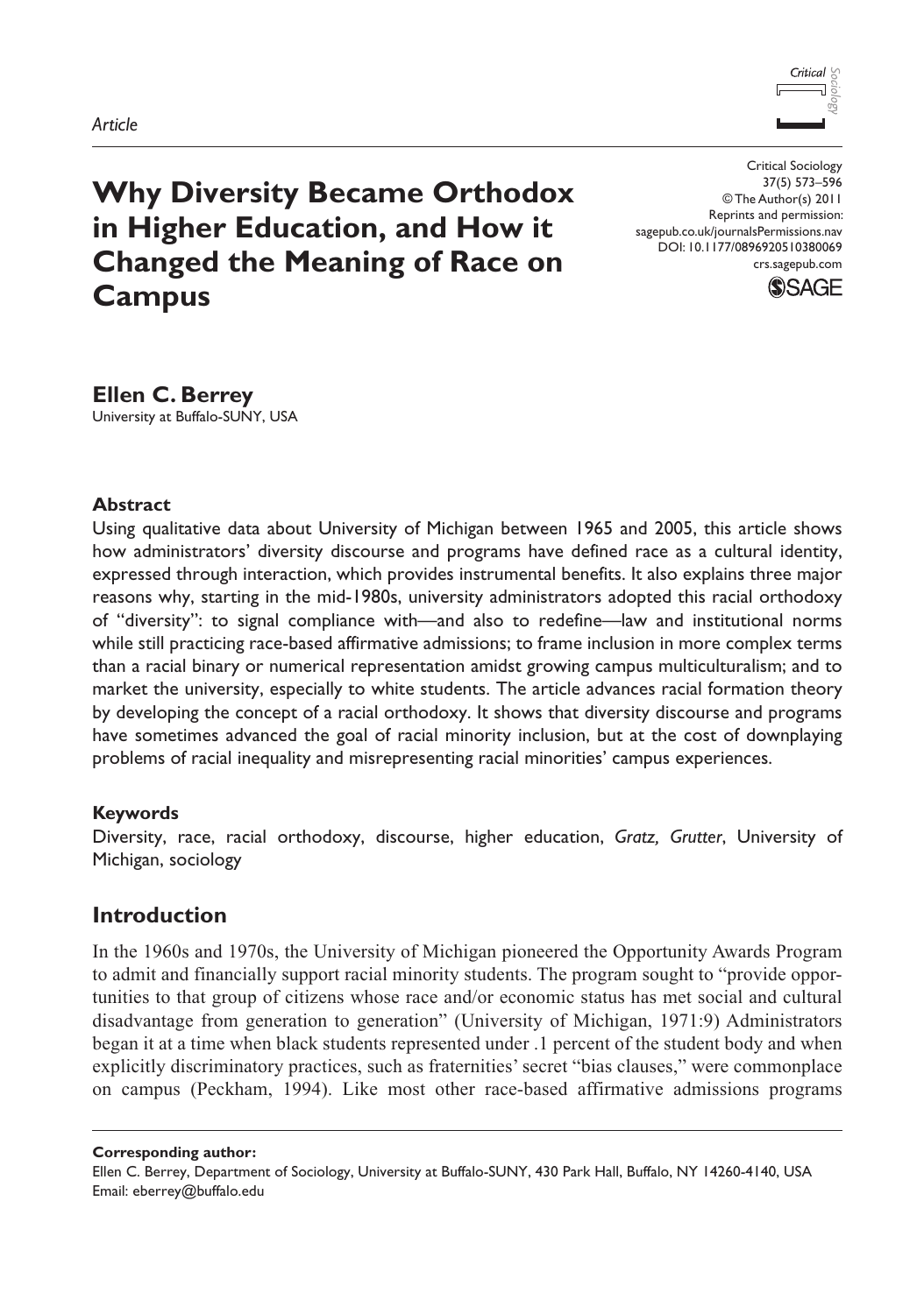*Article*

# Why Diversity Became Orthodox in Higher Education, and How it Changed the Meaning of Race on Campus

Critical Sociology
37(5) 573–596
© The Author(s) 2011
Reprints and permission: sagepub.co.uk/journalsPermissions.nav
DOI: 10.1177/0896920510380069
crs.sagepub.com

**Ellen C. Berrey**
University at Buffalo-SUNY, USA

### Abstract

Using qualitative data about University of Michigan between 1965 and 2005, this article shows how administrators' diversity discourse and programs have defined race as a cultural identity, expressed through interaction, which provides instrumental benefits. It also explains three major reasons why, starting in the mid-1980s, university administrators adopted this racial orthodoxy of "diversity": to signal compliance with—and also to redefine—law and institutional norms while still practicing race-based affirmative admissions; to frame inclusion in more complex terms than a racial binary or numerical representation amidst growing campus multiculturalism; and to market the university, especially to white students. The article advances racial formation theory by developing the concept of a racial orthodoxy. It shows that diversity discourse and programs have sometimes advanced the goal of racial minority inclusion, but at the cost of downplaying problems of racial inequality and misrepresenting racial minorities' campus experiences.

### Keywords

Diversity, race, racial orthodoxy, discourse, higher education, *Gratz, Grutter*, University of Michigan, sociology

## Introduction

In the 1960s and 1970s, the University of Michigan pioneered the Opportunity Awards Program to admit and financially support racial minority students. The program sought to "provide opportunities to that group of citizens whose race and/or economic status has met social and cultural disadvantage from generation to generation" (University of Michigan, 1971:9) Administrators began it at a time when black students represented under .1 percent of the student body and when explicitly discriminatory practices, such as fraternities' secret "bias clauses," were commonplace on campus (Peckham, 1994). Like most other race-based affirmative admissions programs

**Corresponding author:**
Ellen C. Berrey, Department of Sociology, University at Buffalo-SUNY, 430 Park Hall, Buffalo, NY 14260-4140, USA
Email: eberrey@buffalo.edu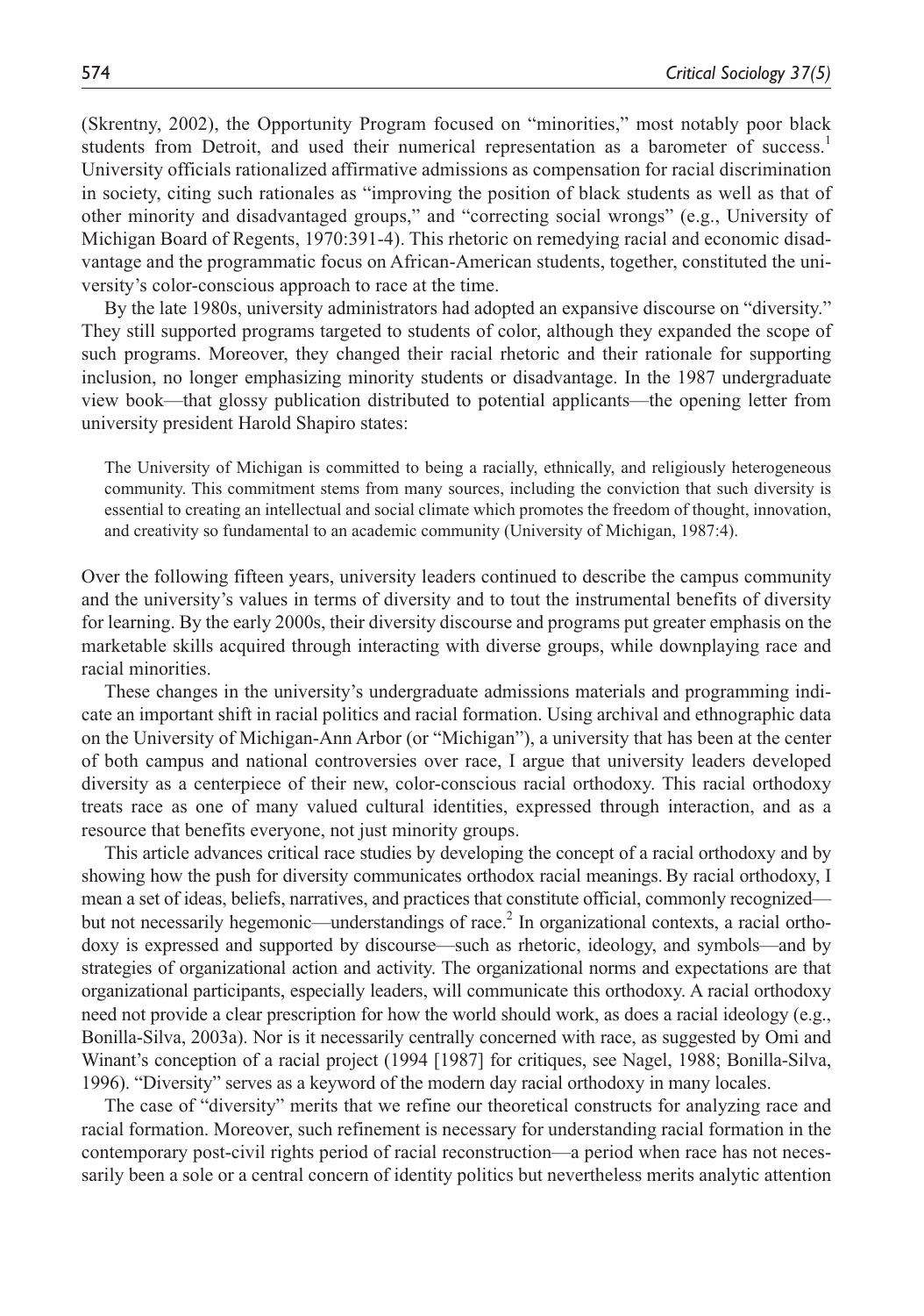(Skrentny, 2002), the Opportunity Program focused on "minorities," most notably poor black students from Detroit, and used their numerical representation as a barometer of success.[1] University officials rationalized affirmative admissions as compensation for racial discrimination in society, citing such rationales as "improving the position of black students as well as that of other minority and disadvantaged groups," and "correcting social wrongs" (e.g., University of Michigan Board of Regents, 1970:391-4). This rhetoric on remedying racial and economic disadvantage and the programmatic focus on African-American students, together, constituted the university's color-conscious approach to race at the time.

By the late 1980s, university administrators had adopted an expansive discourse on "diversity." They still supported programs targeted to students of color, although they expanded the scope of such programs. Moreover, they changed their racial rhetoric and their rationale for supporting inclusion, no longer emphasizing minority students or disadvantage. In the 1987 undergraduate view book—that glossy publication distributed to potential applicants—the opening letter from university president Harold Shapiro states:

> The University of Michigan is committed to being a racially, ethnically, and religiously heterogeneous community. This commitment stems from many sources, including the conviction that such diversity is essential to creating an intellectual and social climate which promotes the freedom of thought, innovation, and creativity so fundamental to an academic community (University of Michigan, 1987:4).

Over the following fifteen years, university leaders continued to describe the campus community and the university's values in terms of diversity and to tout the instrumental benefits of diversity for learning. By the early 2000s, their diversity discourse and programs put greater emphasis on the marketable skills acquired through interacting with diverse groups, while downplaying race and racial minorities.

These changes in the university's undergraduate admissions materials and programming indicate an important shift in racial politics and racial formation. Using archival and ethnographic data on the University of Michigan-Ann Arbor (or "Michigan"), a university that has been at the center of both campus and national controversies over race, I argue that university leaders developed diversity as a centerpiece of their new, color-conscious racial orthodoxy. This racial orthodoxy treats race as one of many valued cultural identities, expressed through interaction, and as a resource that benefits everyone, not just minority groups.

This article advances critical race studies by developing the concept of a racial orthodoxy and by showing how the push for diversity communicates orthodox racial meanings. By racial orthodoxy, I mean a set of ideas, beliefs, narratives, and practices that constitute official, commonly recognized—but not necessarily hegemonic—understandings of race.[2] In organizational contexts, a racial orthodoxy is expressed and supported by discourse—such as rhetoric, ideology, and symbols—and by strategies of organizational action and activity. The organizational norms and expectations are that organizational participants, especially leaders, will communicate this orthodoxy. A racial orthodoxy need not provide a clear prescription for how the world should work, as does a racial ideology (e.g., Bonilla-Silva, 2003a). Nor is it necessarily centrally concerned with race, as suggested by Omi and Winant's conception of a racial project (1994 [1987] for critiques, see Nagel, 1988; Bonilla-Silva, 1996). "Diversity" serves as a keyword of the modern day racial orthodoxy in many locales.

The case of "diversity" merits that we refine our theoretical constructs for analyzing race and racial formation. Moreover, such refinement is necessary for understanding racial formation in the contemporary post-civil rights period of racial reconstruction—a period when race has not necessarily been a sole or a central concern of identity politics but nevertheless merits analytic attention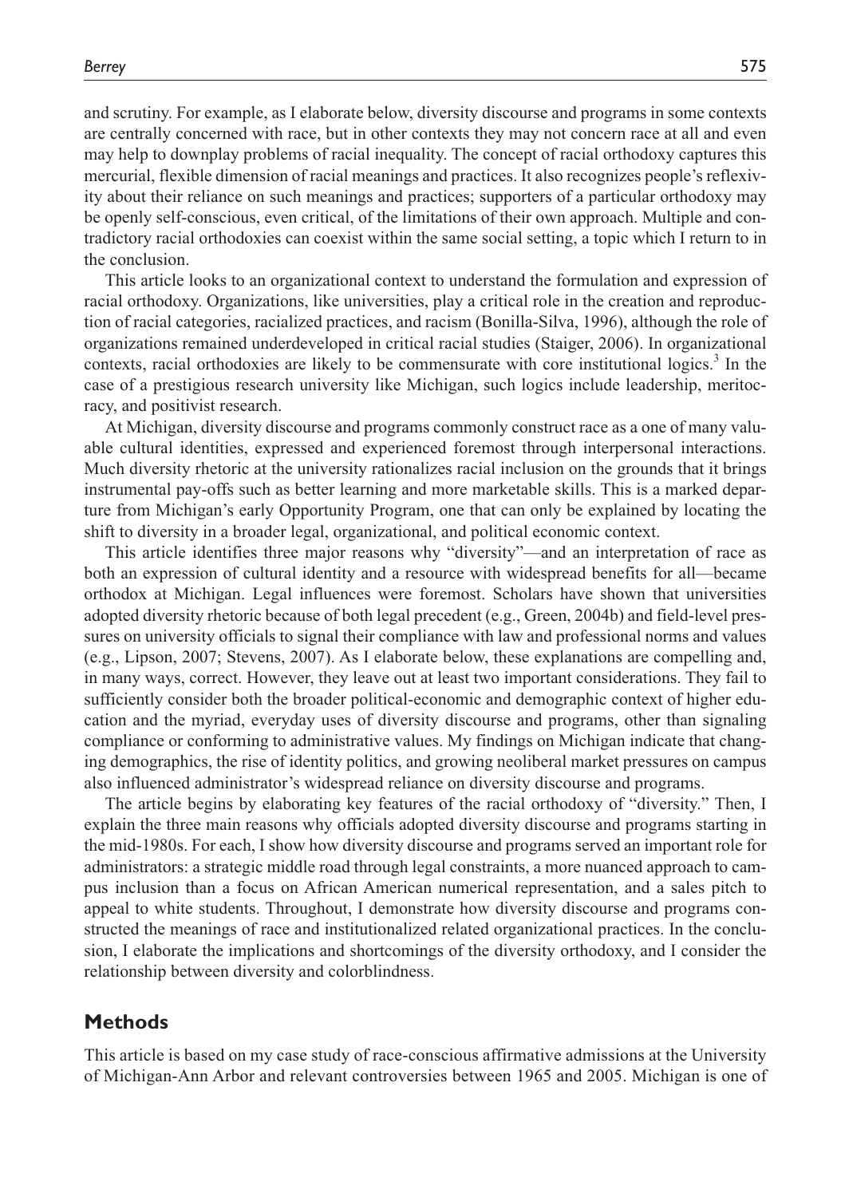and scrutiny. For example, as I elaborate below, diversity discourse and programs in some contexts are centrally concerned with race, but in other contexts they may not concern race at all and even may help to downplay problems of racial inequality. The concept of racial orthodoxy captures this mercurial, flexible dimension of racial meanings and practices. It also recognizes people's reflexivity about their reliance on such meanings and practices; supporters of a particular orthodoxy may be openly self-conscious, even critical, of the limitations of their own approach. Multiple and contradictory racial orthodoxies can coexist within the same social setting, a topic which I return to in the conclusion.

This article looks to an organizational context to understand the formulation and expression of racial orthodoxy. Organizations, like universities, play a critical role in the creation and reproduction of racial categories, racialized practices, and racism (Bonilla-Silva, 1996), although the role of organizations remained underdeveloped in critical racial studies (Staiger, 2006). In organizational contexts, racial orthodoxies are likely to be commensurate with core institutional logics.[3] In the case of a prestigious research university like Michigan, such logics include leadership, meritocracy, and positivist research.

At Michigan, diversity discourse and programs commonly construct race as a one of many valuable cultural identities, expressed and experienced foremost through interpersonal interactions. Much diversity rhetoric at the university rationalizes racial inclusion on the grounds that it brings instrumental pay-offs such as better learning and more marketable skills. This is a marked departure from Michigan's early Opportunity Program, one that can only be explained by locating the shift to diversity in a broader legal, organizational, and political economic context.

This article identifies three major reasons why "diversity"—and an interpretation of race as both an expression of cultural identity and a resource with widespread benefits for all—became orthodox at Michigan. Legal influences were foremost. Scholars have shown that universities adopted diversity rhetoric because of both legal precedent (e.g., Green, 2004b) and field-level pressures on university officials to signal their compliance with law and professional norms and values (e.g., Lipson, 2007; Stevens, 2007). As I elaborate below, these explanations are compelling and, in many ways, correct. However, they leave out at least two important considerations. They fail to sufficiently consider both the broader political-economic and demographic context of higher education and the myriad, everyday uses of diversity discourse and programs, other than signaling compliance or conforming to administrative values. My findings on Michigan indicate that changing demographics, the rise of identity politics, and growing neoliberal market pressures on campus also influenced administrator's widespread reliance on diversity discourse and programs.

The article begins by elaborating key features of the racial orthodoxy of "diversity." Then, I explain the three main reasons why officials adopted diversity discourse and programs starting in the mid-1980s. For each, I show how diversity discourse and programs served an important role for administrators: a strategic middle road through legal constraints, a more nuanced approach to campus inclusion than a focus on African American numerical representation, and a sales pitch to appeal to white students. Throughout, I demonstrate how diversity discourse and programs constructed the meanings of race and institutionalized related organizational practices. In the conclusion, I elaborate the implications and shortcomings of the diversity orthodoxy, and I consider the relationship between diversity and colorblindness.

## Methods

This article is based on my case study of race-conscious affirmative admissions at the University of Michigan-Ann Arbor and relevant controversies between 1965 and 2005. Michigan is one of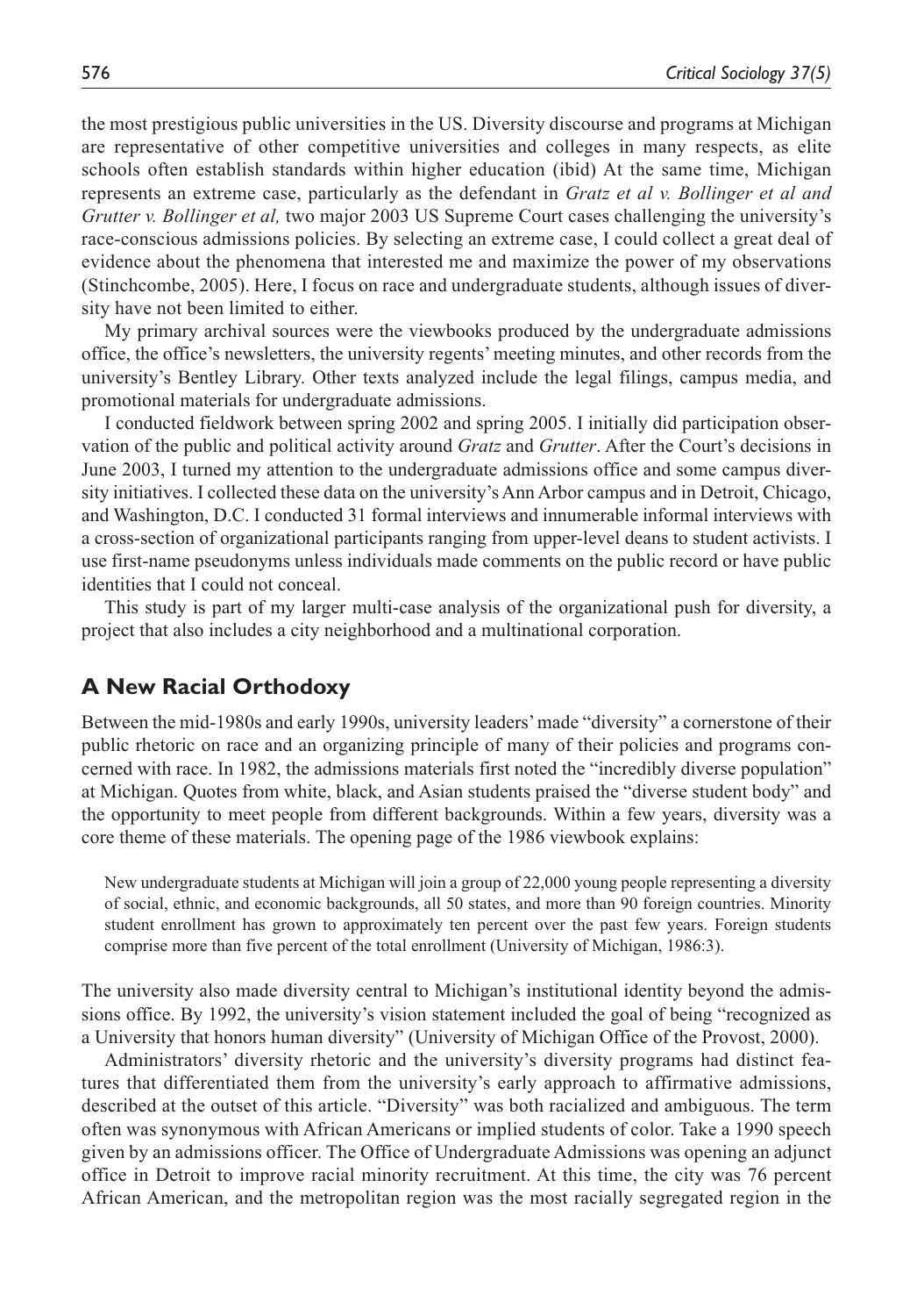the most prestigious public universities in the US. Diversity discourse and programs at Michigan are representative of other competitive universities and colleges in many respects, as elite schools often establish standards within higher education (ibid) At the same time, Michigan represents an extreme case, particularly as the defendant in *Gratz et al v. Bollinger et al and Grutter v. Bollinger et al,* two major 2003 US Supreme Court cases challenging the university's race-conscious admissions policies. By selecting an extreme case, I could collect a great deal of evidence about the phenomena that interested me and maximize the power of my observations (Stinchcombe, 2005). Here, I focus on race and undergraduate students, although issues of diversity have not been limited to either.

My primary archival sources were the viewbooks produced by the undergraduate admissions office, the office's newsletters, the university regents' meeting minutes, and other records from the university's Bentley Library. Other texts analyzed include the legal filings, campus media, and promotional materials for undergraduate admissions.

I conducted fieldwork between spring 2002 and spring 2005. I initially did participation observation of the public and political activity around *Gratz* and *Grutter*. After the Court's decisions in June 2003, I turned my attention to the undergraduate admissions office and some campus diversity initiatives. I collected these data on the university's Ann Arbor campus and in Detroit, Chicago, and Washington, D.C. I conducted 31 formal interviews and innumerable informal interviews with a cross-section of organizational participants ranging from upper-level deans to student activists. I use first-name pseudonyms unless individuals made comments on the public record or have public identities that I could not conceal.

This study is part of my larger multi-case analysis of the organizational push for diversity, a project that also includes a city neighborhood and a multinational corporation.

## A New Racial Orthodoxy

Between the mid-1980s and early 1990s, university leaders' made "diversity" a cornerstone of their public rhetoric on race and an organizing principle of many of their policies and programs concerned with race. In 1982, the admissions materials first noted the "incredibly diverse population" at Michigan. Quotes from white, black, and Asian students praised the "diverse student body" and the opportunity to meet people from different backgrounds. Within a few years, diversity was a core theme of these materials. The opening page of the 1986 viewbook explains:

> New undergraduate students at Michigan will join a group of 22,000 young people representing a diversity of social, ethnic, and economic backgrounds, all 50 states, and more than 90 foreign countries. Minority student enrollment has grown to approximately ten percent over the past few years. Foreign students comprise more than five percent of the total enrollment (University of Michigan, 1986:3).

The university also made diversity central to Michigan's institutional identity beyond the admissions office. By 1992, the university's vision statement included the goal of being "recognized as a University that honors human diversity" (University of Michigan Office of the Provost, 2000).

Administrators' diversity rhetoric and the university's diversity programs had distinct features that differentiated them from the university's early approach to affirmative admissions, described at the outset of this article. "Diversity" was both racialized and ambiguous. The term often was synonymous with African Americans or implied students of color. Take a 1990 speech given by an admissions officer. The Office of Undergraduate Admissions was opening an adjunct office in Detroit to improve racial minority recruitment. At this time, the city was 76 percent African American, and the metropolitan region was the most racially segregated region in the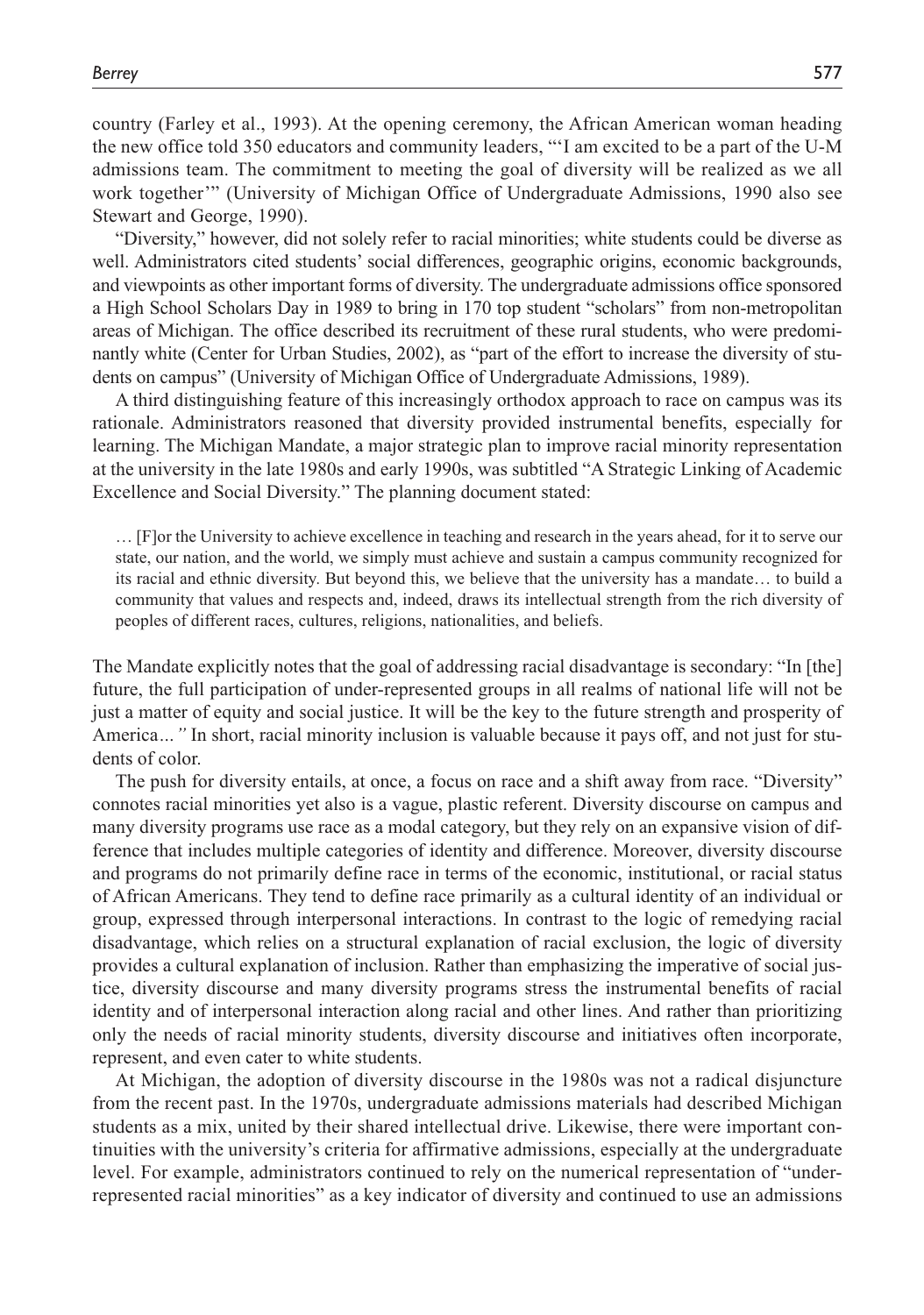country (Farley et al., 1993). At the opening ceremony, the African American woman heading the new office told 350 educators and community leaders, "'I am excited to be a part of the U-M admissions team. The commitment to meeting the goal of diversity will be realized as we all work together'" (University of Michigan Office of Undergraduate Admissions, 1990 also see Stewart and George, 1990).

"Diversity," however, did not solely refer to racial minorities; white students could be diverse as well. Administrators cited students' social differences, geographic origins, economic backgrounds, and viewpoints as other important forms of diversity. The undergraduate admissions office sponsored a High School Scholars Day in 1989 to bring in 170 top student "scholars" from non-metropolitan areas of Michigan. The office described its recruitment of these rural students, who were predominantly white (Center for Urban Studies, 2002), as "part of the effort to increase the diversity of students on campus" (University of Michigan Office of Undergraduate Admissions, 1989).

A third distinguishing feature of this increasingly orthodox approach to race on campus was its rationale. Administrators reasoned that diversity provided instrumental benefits, especially for learning. The Michigan Mandate, a major strategic plan to improve racial minority representation at the university in the late 1980s and early 1990s, was subtitled "A Strategic Linking of Academic Excellence and Social Diversity." The planning document stated:

> … [F]or the University to achieve excellence in teaching and research in the years ahead, for it to serve our state, our nation, and the world, we simply must achieve and sustain a campus community recognized for its racial and ethnic diversity. But beyond this, we believe that the university has a mandate… to build a community that values and respects and, indeed, draws its intellectual strength from the rich diversity of peoples of different races, cultures, religions, nationalities, and beliefs.

The Mandate explicitly notes that the goal of addressing racial disadvantage is secondary: "In [the] future, the full participation of under-represented groups in all realms of national life will not be just a matter of equity and social justice. It will be the key to the future strength and prosperity of America*…"* In short, racial minority inclusion is valuable because it pays off, and not just for students of color.

The push for diversity entails, at once, a focus on race and a shift away from race. "Diversity" connotes racial minorities yet also is a vague, plastic referent. Diversity discourse on campus and many diversity programs use race as a modal category, but they rely on an expansive vision of difference that includes multiple categories of identity and difference. Moreover, diversity discourse and programs do not primarily define race in terms of the economic, institutional, or racial status of African Americans. They tend to define race primarily as a cultural identity of an individual or group, expressed through interpersonal interactions. In contrast to the logic of remedying racial disadvantage, which relies on a structural explanation of racial exclusion, the logic of diversity provides a cultural explanation of inclusion. Rather than emphasizing the imperative of social justice, diversity discourse and many diversity programs stress the instrumental benefits of racial identity and of interpersonal interaction along racial and other lines. And rather than prioritizing only the needs of racial minority students, diversity discourse and initiatives often incorporate, represent, and even cater to white students.

At Michigan, the adoption of diversity discourse in the 1980s was not a radical disjuncture from the recent past. In the 1970s, undergraduate admissions materials had described Michigan students as a mix, united by their shared intellectual drive. Likewise, there were important continuities with the university's criteria for affirmative admissions, especially at the undergraduate level. For example, administrators continued to rely on the numerical representation of "under-represented racial minorities" as a key indicator of diversity and continued to use an admissions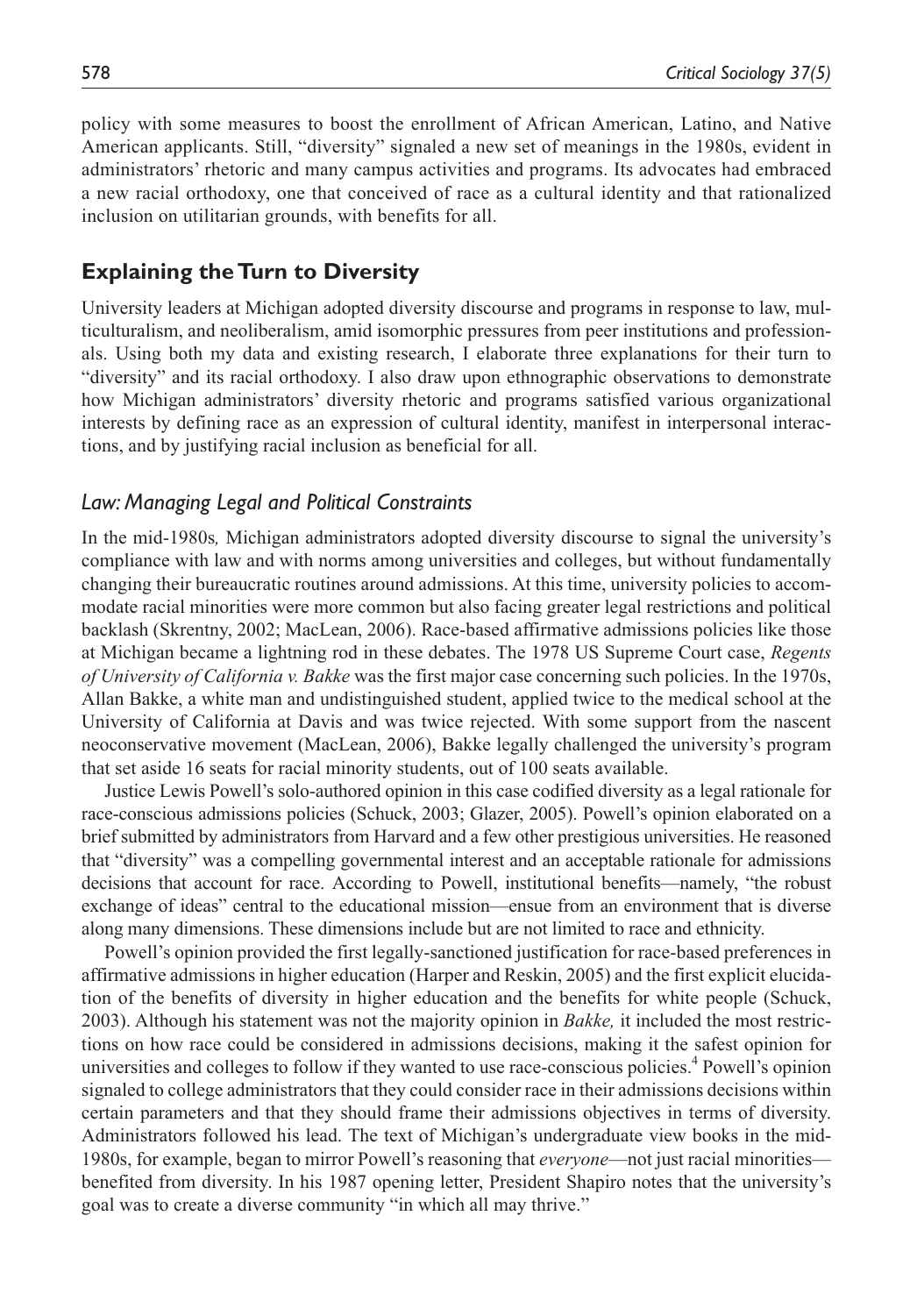policy with some measures to boost the enrollment of African American, Latino, and Native American applicants. Still, "diversity" signaled a new set of meanings in the 1980s, evident in administrators' rhetoric and many campus activities and programs. Its advocates had embraced a new racial orthodoxy, one that conceived of race as a cultural identity and that rationalized inclusion on utilitarian grounds, with benefits for all.

## Explaining the Turn to Diversity

University leaders at Michigan adopted diversity discourse and programs in response to law, multiculturalism, and neoliberalism, amid isomorphic pressures from peer institutions and professionals. Using both my data and existing research, I elaborate three explanations for their turn to "diversity" and its racial orthodoxy. I also draw upon ethnographic observations to demonstrate how Michigan administrators' diversity rhetoric and programs satisfied various organizational interests by defining race as an expression of cultural identity, manifest in interpersonal interactions, and by justifying racial inclusion as beneficial for all.

### *Law: Managing Legal and Political Constraints*

In the mid-1980s*,* Michigan administrators adopted diversity discourse to signal the university's compliance with law and with norms among universities and colleges, but without fundamentally changing their bureaucratic routines around admissions. At this time, university policies to accommodate racial minorities were more common but also facing greater legal restrictions and political backlash (Skrentny, 2002; MacLean, 2006). Race-based affirmative admissions policies like those at Michigan became a lightning rod in these debates. The 1978 US Supreme Court case, *Regents of University of California v. Bakke* was the first major case concerning such policies. In the 1970s, Allan Bakke, a white man and undistinguished student, applied twice to the medical school at the University of California at Davis and was twice rejected. With some support from the nascent neoconservative movement (MacLean, 2006), Bakke legally challenged the university's program that set aside 16 seats for racial minority students, out of 100 seats available.

Justice Lewis Powell's solo-authored opinion in this case codified diversity as a legal rationale for race-conscious admissions policies (Schuck, 2003; Glazer, 2005). Powell's opinion elaborated on a brief submitted by administrators from Harvard and a few other prestigious universities. He reasoned that "diversity" was a compelling governmental interest and an acceptable rationale for admissions decisions that account for race. According to Powell, institutional benefits—namely, "the robust exchange of ideas" central to the educational mission—ensue from an environment that is diverse along many dimensions. These dimensions include but are not limited to race and ethnicity.

Powell's opinion provided the first legally-sanctioned justification for race-based preferences in affirmative admissions in higher education (Harper and Reskin, 2005) and the first explicit elucidation of the benefits of diversity in higher education and the benefits for white people (Schuck, 2003). Although his statement was not the majority opinion in *Bakke,* it included the most restrictions on how race could be considered in admissions decisions, making it the safest opinion for universities and colleges to follow if they wanted to use race-conscious policies.[4] Powell's opinion signaled to college administrators that they could consider race in their admissions decisions within certain parameters and that they should frame their admissions objectives in terms of diversity. Administrators followed his lead. The text of Michigan's undergraduate view books in the mid-1980s, for example, began to mirror Powell's reasoning that *everyone*—not just racial minorities—benefited from diversity. In his 1987 opening letter, President Shapiro notes that the university's goal was to create a diverse community "in which all may thrive."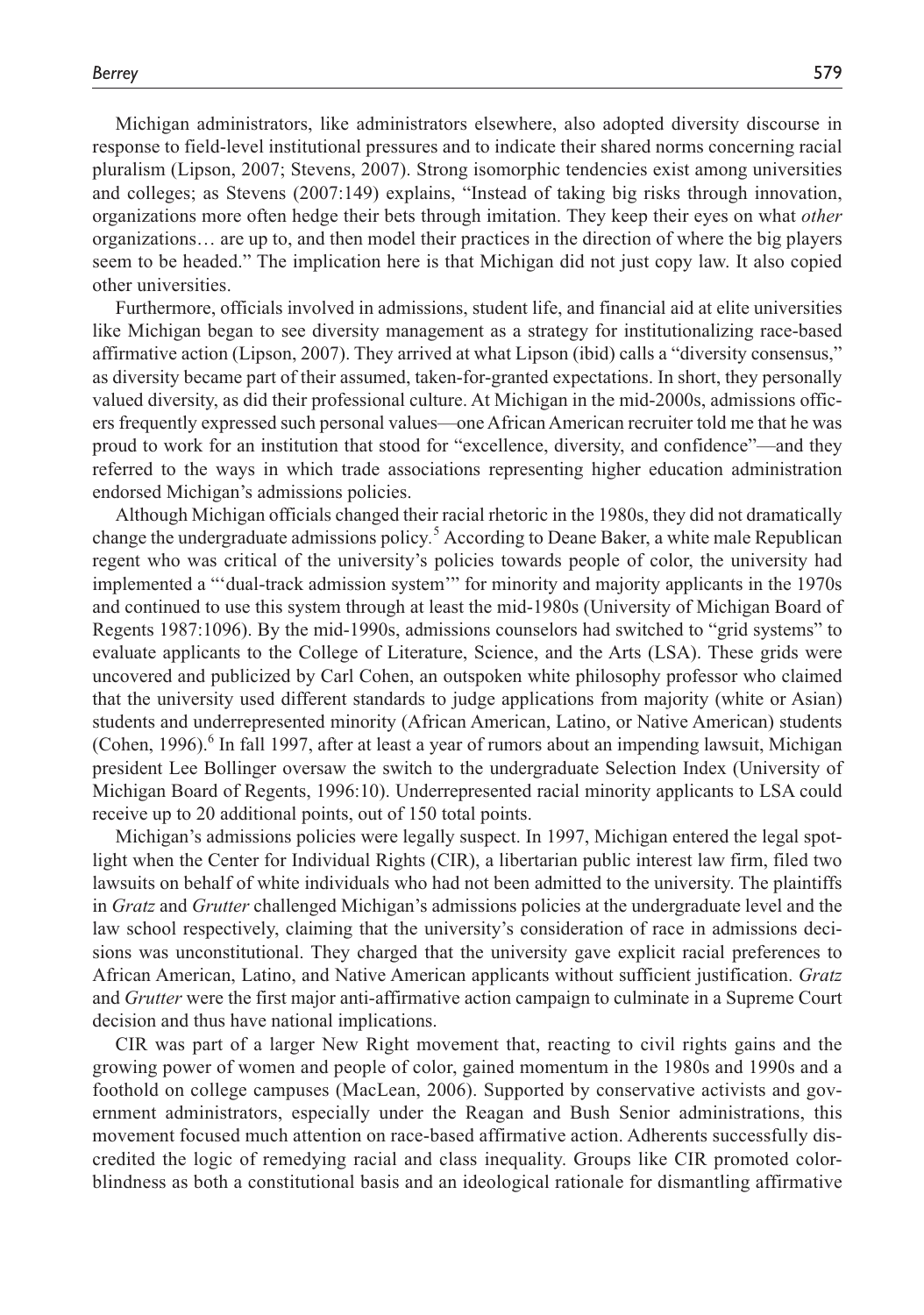Michigan administrators, like administrators elsewhere, also adopted diversity discourse in response to field-level institutional pressures and to indicate their shared norms concerning racial pluralism (Lipson, 2007; Stevens, 2007). Strong isomorphic tendencies exist among universities and colleges; as Stevens (2007:149) explains, "Instead of taking big risks through innovation, organizations more often hedge their bets through imitation. They keep their eyes on what *other* organizations… are up to, and then model their practices in the direction of where the big players seem to be headed." The implication here is that Michigan did not just copy law. It also copied other universities.

Furthermore, officials involved in admissions, student life, and financial aid at elite universities like Michigan began to see diversity management as a strategy for institutionalizing race-based affirmative action (Lipson, 2007). They arrived at what Lipson (ibid) calls a "diversity consensus," as diversity became part of their assumed, taken-for-granted expectations. In short, they personally valued diversity, as did their professional culture. At Michigan in the mid-2000s, admissions officers frequently expressed such personal values—one African American recruiter told me that he was proud to work for an institution that stood for "excellence, diversity, and confidence"—and they referred to the ways in which trade associations representing higher education administration endorsed Michigan's admissions policies.

Although Michigan officials changed their racial rhetoric in the 1980s, they did not dramatically change the undergraduate admissions policy.[5] According to Deane Baker, a white male Republican regent who was critical of the university's policies towards people of color, the university had implemented a "'dual-track admission system'" for minority and majority applicants in the 1970s and continued to use this system through at least the mid-1980s (University of Michigan Board of Regents 1987:1096). By the mid-1990s, admissions counselors had switched to "grid systems" to evaluate applicants to the College of Literature, Science, and the Arts (LSA). These grids were uncovered and publicized by Carl Cohen, an outspoken white philosophy professor who claimed that the university used different standards to judge applications from majority (white or Asian) students and underrepresented minority (African American, Latino, or Native American) students (Cohen, 1996).[6] In fall 1997, after at least a year of rumors about an impending lawsuit, Michigan president Lee Bollinger oversaw the switch to the undergraduate Selection Index (University of Michigan Board of Regents, 1996:10). Underrepresented racial minority applicants to LSA could receive up to 20 additional points, out of 150 total points.

Michigan's admissions policies were legally suspect. In 1997, Michigan entered the legal spotlight when the Center for Individual Rights (CIR), a libertarian public interest law firm, filed two lawsuits on behalf of white individuals who had not been admitted to the university. The plaintiffs in *Gratz* and *Grutter* challenged Michigan's admissions policies at the undergraduate level and the law school respectively, claiming that the university's consideration of race in admissions decisions was unconstitutional. They charged that the university gave explicit racial preferences to African American, Latino, and Native American applicants without sufficient justification. *Gratz* and *Grutter* were the first major anti-affirmative action campaign to culminate in a Supreme Court decision and thus have national implications.

CIR was part of a larger New Right movement that, reacting to civil rights gains and the growing power of women and people of color, gained momentum in the 1980s and 1990s and a foothold on college campuses (MacLean, 2006). Supported by conservative activists and government administrators, especially under the Reagan and Bush Senior administrations, this movement focused much attention on race-based affirmative action. Adherents successfully discredited the logic of remedying racial and class inequality. Groups like CIR promoted colorblindness as both a constitutional basis and an ideological rationale for dismantling affirmative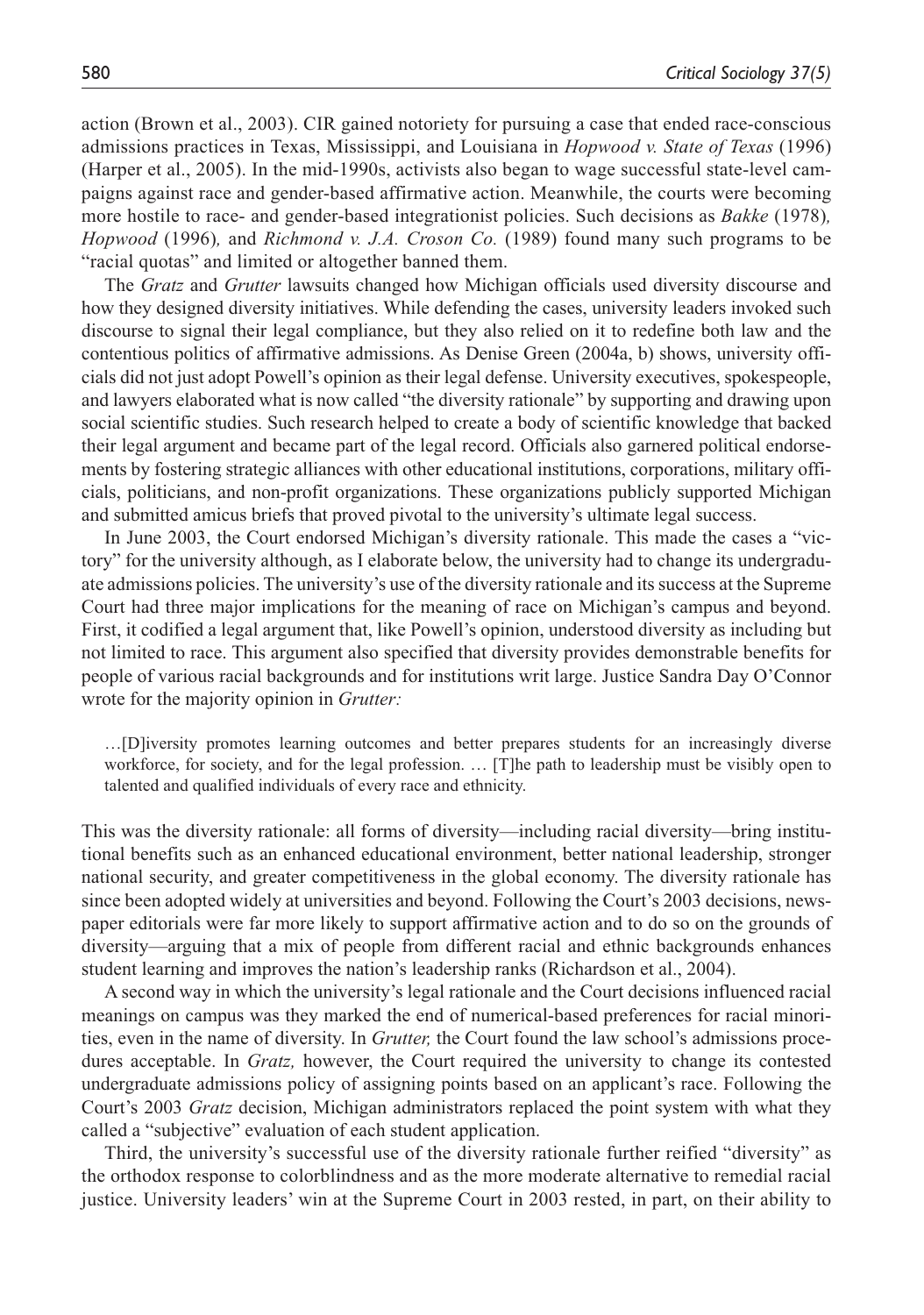action (Brown et al., 2003). CIR gained notoriety for pursuing a case that ended race-conscious admissions practices in Texas, Mississippi, and Louisiana in *Hopwood v. State of Texas* (1996) (Harper et al., 2005). In the mid-1990s, activists also began to wage successful state-level campaigns against race and gender-based affirmative action. Meanwhile, the courts were becoming more hostile to race- and gender-based integrationist policies. Such decisions as *Bakke* (1978)*, Hopwood* (1996)*,* and *Richmond v. J.A. Croson Co.* (1989) found many such programs to be "racial quotas" and limited or altogether banned them.

The *Gratz* and *Grutter* lawsuits changed how Michigan officials used diversity discourse and how they designed diversity initiatives. While defending the cases, university leaders invoked such discourse to signal their legal compliance, but they also relied on it to redefine both law and the contentious politics of affirmative admissions. As Denise Green (2004a, b) shows, university officials did not just adopt Powell's opinion as their legal defense. University executives, spokespeople, and lawyers elaborated what is now called "the diversity rationale" by supporting and drawing upon social scientific studies. Such research helped to create a body of scientific knowledge that backed their legal argument and became part of the legal record. Officials also garnered political endorsements by fostering strategic alliances with other educational institutions, corporations, military officials, politicians, and non-profit organizations. These organizations publicly supported Michigan and submitted amicus briefs that proved pivotal to the university's ultimate legal success.

In June 2003, the Court endorsed Michigan's diversity rationale. This made the cases a "victory" for the university although, as I elaborate below, the university had to change its undergraduate admissions policies. The university's use of the diversity rationale and its success at the Supreme Court had three major implications for the meaning of race on Michigan's campus and beyond. First, it codified a legal argument that, like Powell's opinion, understood diversity as including but not limited to race. This argument also specified that diversity provides demonstrable benefits for people of various racial backgrounds and for institutions writ large. Justice Sandra Day O'Connor wrote for the majority opinion in *Grutter:*

> …[D]iversity promotes learning outcomes and better prepares students for an increasingly diverse workforce, for society, and for the legal profession. … [T]he path to leadership must be visibly open to talented and qualified individuals of every race and ethnicity.

This was the diversity rationale: all forms of diversity—including racial diversity—bring institutional benefits such as an enhanced educational environment, better national leadership, stronger national security, and greater competitiveness in the global economy. The diversity rationale has since been adopted widely at universities and beyond. Following the Court's 2003 decisions, newspaper editorials were far more likely to support affirmative action and to do so on the grounds of diversity—arguing that a mix of people from different racial and ethnic backgrounds enhances student learning and improves the nation's leadership ranks (Richardson et al., 2004).

A second way in which the university's legal rationale and the Court decisions influenced racial meanings on campus was they marked the end of numerical-based preferences for racial minorities, even in the name of diversity. In *Grutter,* the Court found the law school's admissions procedures acceptable. In *Gratz,* however, the Court required the university to change its contested undergraduate admissions policy of assigning points based on an applicant's race. Following the Court's 2003 *Gratz* decision, Michigan administrators replaced the point system with what they called a "subjective" evaluation of each student application.

Third, the university's successful use of the diversity rationale further reified "diversity" as the orthodox response to colorblindness and as the more moderate alternative to remedial racial justice. University leaders' win at the Supreme Court in 2003 rested, in part, on their ability to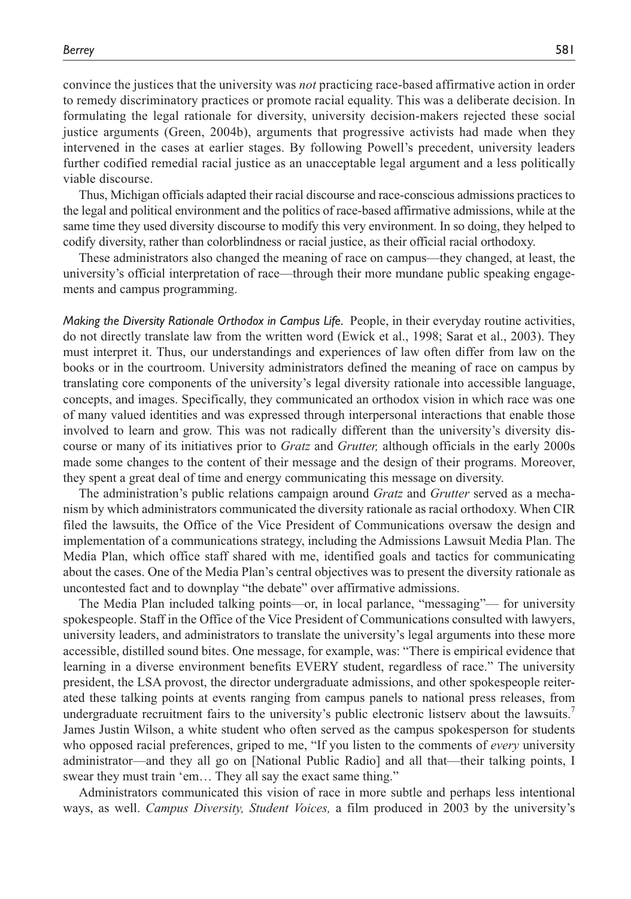convince the justices that the university was *not* practicing race-based affirmative action in order to remedy discriminatory practices or promote racial equality. This was a deliberate decision. In formulating the legal rationale for diversity, university decision-makers rejected these social justice arguments (Green, 2004b), arguments that progressive activists had made when they intervened in the cases at earlier stages. By following Powell's precedent, university leaders further codified remedial racial justice as an unacceptable legal argument and a less politically viable discourse.

Thus, Michigan officials adapted their racial discourse and race-conscious admissions practices to the legal and political environment and the politics of race-based affirmative admissions, while at the same time they used diversity discourse to modify this very environment. In so doing, they helped to codify diversity, rather than colorblindness or racial justice, as their official racial orthodoxy.

These administrators also changed the meaning of race on campus—they changed, at least, the university's official interpretation of race—through their more mundane public speaking engagements and campus programming.

*Making the Diversity Rationale Orthodox in Campus Life.* People, in their everyday routine activities, do not directly translate law from the written word (Ewick et al., 1998; Sarat et al., 2003). They must interpret it. Thus, our understandings and experiences of law often differ from law on the books or in the courtroom. University administrators defined the meaning of race on campus by translating core components of the university's legal diversity rationale into accessible language, concepts, and images. Specifically, they communicated an orthodox vision in which race was one of many valued identities and was expressed through interpersonal interactions that enable those involved to learn and grow. This was not radically different than the university's diversity discourse or many of its initiatives prior to *Gratz* and *Grutter,* although officials in the early 2000s made some changes to the content of their message and the design of their programs. Moreover, they spent a great deal of time and energy communicating this message on diversity.

The administration's public relations campaign around *Gratz* and *Grutter* served as a mechanism by which administrators communicated the diversity rationale as racial orthodoxy. When CIR filed the lawsuits, the Office of the Vice President of Communications oversaw the design and implementation of a communications strategy, including the Admissions Lawsuit Media Plan. The Media Plan, which office staff shared with me, identified goals and tactics for communicating about the cases. One of the Media Plan's central objectives was to present the diversity rationale as uncontested fact and to downplay "the debate" over affirmative admissions.

The Media Plan included talking points—or, in local parlance, "messaging"— for university spokespeople. Staff in the Office of the Vice President of Communications consulted with lawyers, university leaders, and administrators to translate the university's legal arguments into these more accessible, distilled sound bites. One message, for example, was: "There is empirical evidence that learning in a diverse environment benefits EVERY student, regardless of race." The university president, the LSA provost, the director undergraduate admissions, and other spokespeople reiterated these talking points at events ranging from campus panels to national press releases, from undergraduate recruitment fairs to the university's public electronic listserv about the lawsuits.[7] James Justin Wilson, a white student who often served as the campus spokesperson for students who opposed racial preferences, griped to me, "If you listen to the comments of *every* university administrator—and they all go on [National Public Radio] and all that—their talking points, I swear they must train 'em… They all say the exact same thing."

Administrators communicated this vision of race in more subtle and perhaps less intentional ways, as well. *Campus Diversity, Student Voices,* a film produced in 2003 by the university's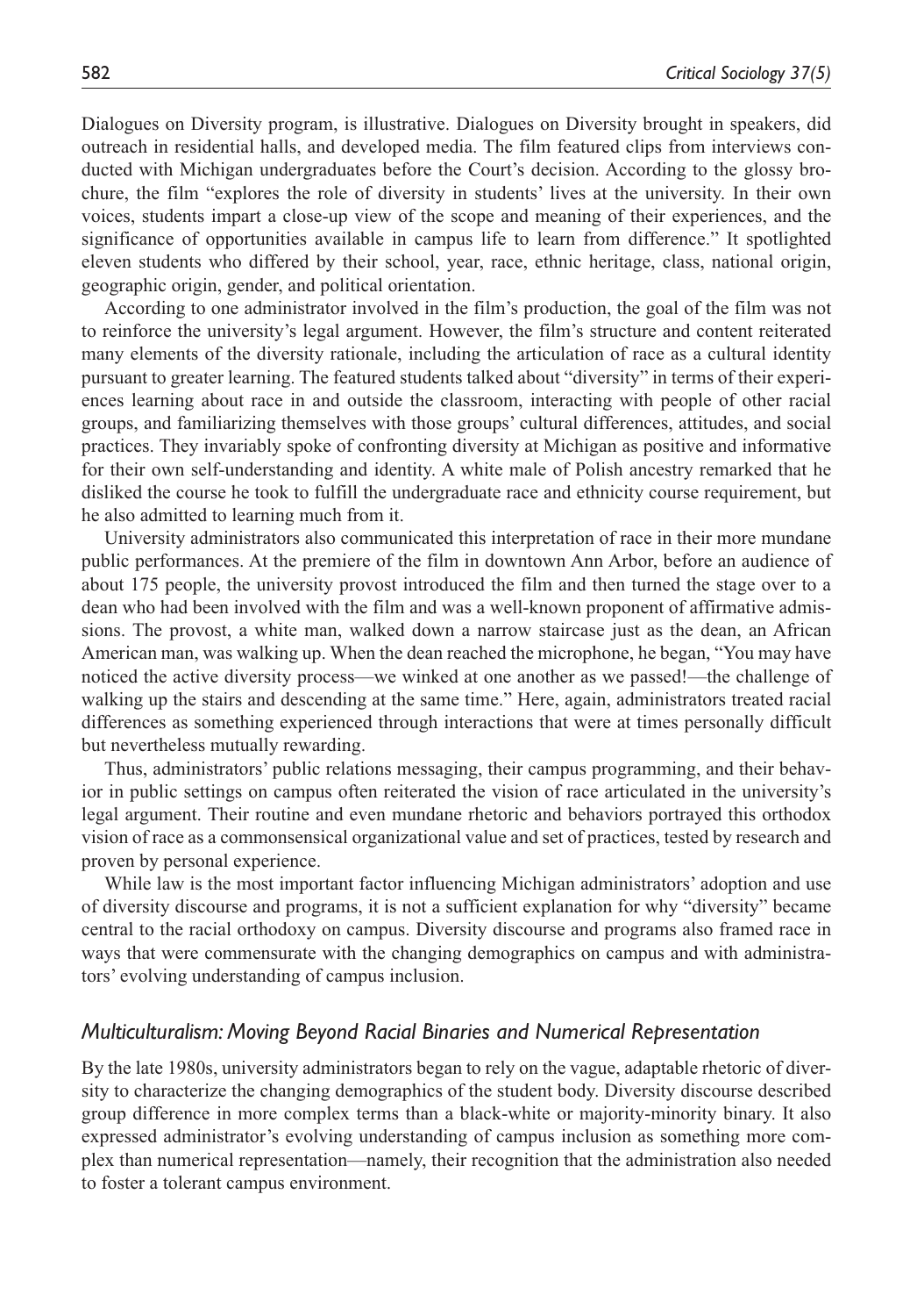Dialogues on Diversity program, is illustrative. Dialogues on Diversity brought in speakers, did outreach in residential halls, and developed media. The film featured clips from interviews conducted with Michigan undergraduates before the Court's decision. According to the glossy brochure, the film "explores the role of diversity in students' lives at the university. In their own voices, students impart a close-up view of the scope and meaning of their experiences, and the significance of opportunities available in campus life to learn from difference." It spotlighted eleven students who differed by their school, year, race, ethnic heritage, class, national origin, geographic origin, gender, and political orientation.

According to one administrator involved in the film's production, the goal of the film was not to reinforce the university's legal argument. However, the film's structure and content reiterated many elements of the diversity rationale, including the articulation of race as a cultural identity pursuant to greater learning. The featured students talked about "diversity" in terms of their experiences learning about race in and outside the classroom, interacting with people of other racial groups, and familiarizing themselves with those groups' cultural differences, attitudes, and social practices. They invariably spoke of confronting diversity at Michigan as positive and informative for their own self-understanding and identity. A white male of Polish ancestry remarked that he disliked the course he took to fulfill the undergraduate race and ethnicity course requirement, but he also admitted to learning much from it.

University administrators also communicated this interpretation of race in their more mundane public performances. At the premiere of the film in downtown Ann Arbor, before an audience of about 175 people, the university provost introduced the film and then turned the stage over to a dean who had been involved with the film and was a well-known proponent of affirmative admissions. The provost, a white man, walked down a narrow staircase just as the dean, an African American man, was walking up. When the dean reached the microphone, he began, "You may have noticed the active diversity process—we winked at one another as we passed!—the challenge of walking up the stairs and descending at the same time." Here, again, administrators treated racial differences as something experienced through interactions that were at times personally difficult but nevertheless mutually rewarding.

Thus, administrators' public relations messaging, their campus programming, and their behavior in public settings on campus often reiterated the vision of race articulated in the university's legal argument. Their routine and even mundane rhetoric and behaviors portrayed this orthodox vision of race as a commonsensical organizational value and set of practices, tested by research and proven by personal experience.

While law is the most important factor influencing Michigan administrators' adoption and use of diversity discourse and programs, it is not a sufficient explanation for why "diversity" became central to the racial orthodoxy on campus. Diversity discourse and programs also framed race in ways that were commensurate with the changing demographics on campus and with administrators' evolving understanding of campus inclusion.

### *Multiculturalism: Moving Beyond Racial Binaries and Numerical Representation*

By the late 1980s, university administrators began to rely on the vague, adaptable rhetoric of diversity to characterize the changing demographics of the student body. Diversity discourse described group difference in more complex terms than a black-white or majority-minority binary. It also expressed administrator's evolving understanding of campus inclusion as something more complex than numerical representation—namely, their recognition that the administration also needed to foster a tolerant campus environment.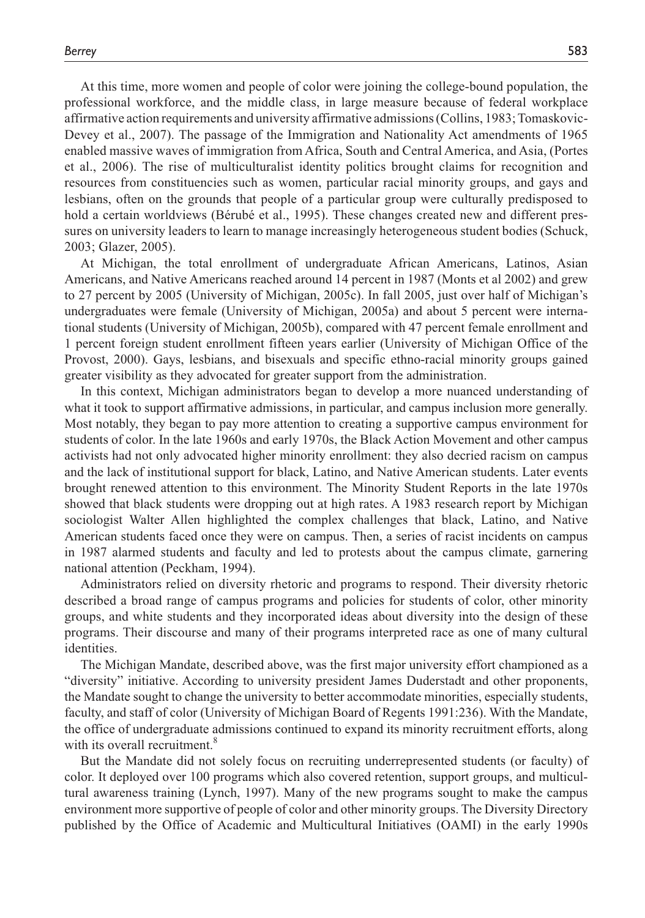At this time, more women and people of color were joining the college-bound population, the professional workforce, and the middle class, in large measure because of federal workplace affirmative action requirements and university affirmative admissions (Collins, 1983; Tomaskovic-Devey et al., 2007). The passage of the Immigration and Nationality Act amendments of 1965 enabled massive waves of immigration from Africa, South and Central America, and Asia, (Portes et al., 2006). The rise of multiculturalist identity politics brought claims for recognition and resources from constituencies such as women, particular racial minority groups, and gays and lesbians, often on the grounds that people of a particular group were culturally predisposed to hold a certain worldviews (Bérubé et al., 1995). These changes created new and different pressures on university leaders to learn to manage increasingly heterogeneous student bodies (Schuck, 2003; Glazer, 2005).

At Michigan, the total enrollment of undergraduate African Americans, Latinos, Asian Americans, and Native Americans reached around 14 percent in 1987 (Monts et al 2002) and grew to 27 percent by 2005 (University of Michigan, 2005c). In fall 2005, just over half of Michigan's undergraduates were female (University of Michigan, 2005a) and about 5 percent were international students (University of Michigan, 2005b), compared with 47 percent female enrollment and 1 percent foreign student enrollment fifteen years earlier (University of Michigan Office of the Provost, 2000). Gays, lesbians, and bisexuals and specific ethno-racial minority groups gained greater visibility as they advocated for greater support from the administration.

In this context, Michigan administrators began to develop a more nuanced understanding of what it took to support affirmative admissions, in particular, and campus inclusion more generally. Most notably, they began to pay more attention to creating a supportive campus environment for students of color. In the late 1960s and early 1970s, the Black Action Movement and other campus activists had not only advocated higher minority enrollment: they also decried racism on campus and the lack of institutional support for black, Latino, and Native American students. Later events brought renewed attention to this environment. The Minority Student Reports in the late 1970s showed that black students were dropping out at high rates. A 1983 research report by Michigan sociologist Walter Allen highlighted the complex challenges that black, Latino, and Native American students faced once they were on campus. Then, a series of racist incidents on campus in 1987 alarmed students and faculty and led to protests about the campus climate, garnering national attention (Peckham, 1994).

Administrators relied on diversity rhetoric and programs to respond. Their diversity rhetoric described a broad range of campus programs and policies for students of color, other minority groups, and white students and they incorporated ideas about diversity into the design of these programs. Their discourse and many of their programs interpreted race as one of many cultural identities.

The Michigan Mandate, described above, was the first major university effort championed as a "diversity" initiative. According to university president James Duderstadt and other proponents, the Mandate sought to change the university to better accommodate minorities, especially students, faculty, and staff of color (University of Michigan Board of Regents 1991:236). With the Mandate, the office of undergraduate admissions continued to expand its minority recruitment efforts, along with its overall recruitment.[8]

But the Mandate did not solely focus on recruiting underrepresented students (or faculty) of color. It deployed over 100 programs which also covered retention, support groups, and multicultural awareness training (Lynch, 1997). Many of the new programs sought to make the campus environment more supportive of people of color and other minority groups. The Diversity Directory published by the Office of Academic and Multicultural Initiatives (OAMI) in the early 1990s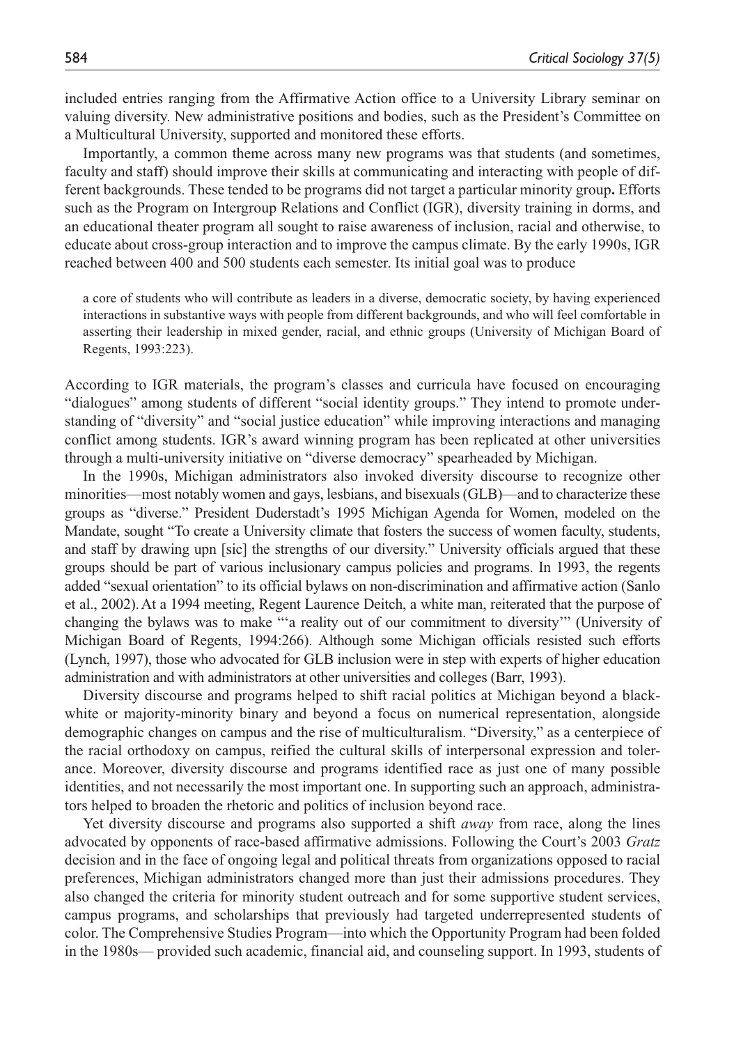included entries ranging from the Affirmative Action office to a University Library seminar on valuing diversity. New administrative positions and bodies, such as the President's Committee on a Multicultural University, supported and monitored these efforts.

Importantly, a common theme across many new programs was that students (and sometimes, faculty and staff) should improve their skills at communicating and interacting with people of different backgrounds. These tended to be programs did not target a particular minority group**.** Efforts such as the Program on Intergroup Relations and Conflict (IGR), diversity training in dorms, and an educational theater program all sought to raise awareness of inclusion, racial and otherwise, to educate about cross-group interaction and to improve the campus climate. By the early 1990s, IGR reached between 400 and 500 students each semester. Its initial goal was to produce

> a core of students who will contribute as leaders in a diverse, democratic society, by having experienced interactions in substantive ways with people from different backgrounds, and who will feel comfortable in asserting their leadership in mixed gender, racial, and ethnic groups (University of Michigan Board of Regents, 1993:223).

According to IGR materials, the program's classes and curricula have focused on encouraging "dialogues" among students of different "social identity groups." They intend to promote understanding of "diversity" and "social justice education" while improving interactions and managing conflict among students. IGR's award winning program has been replicated at other universities through a multi-university initiative on "diverse democracy" spearheaded by Michigan.

In the 1990s, Michigan administrators also invoked diversity discourse to recognize other minorities—most notably women and gays, lesbians, and bisexuals (GLB)—and to characterize these groups as "diverse." President Duderstadt's 1995 Michigan Agenda for Women, modeled on the Mandate, sought "To create a University climate that fosters the success of women faculty, students, and staff by drawing upn [sic] the strengths of our diversity." University officials argued that these groups should be part of various inclusionary campus policies and programs. In 1993, the regents added "sexual orientation" to its official bylaws on non-discrimination and affirmative action (Sanlo et al., 2002). At a 1994 meeting, Regent Laurence Deitch, a white man, reiterated that the purpose of changing the bylaws was to make "'a reality out of our commitment to diversity'" (University of Michigan Board of Regents, 1994:266). Although some Michigan officials resisted such efforts (Lynch, 1997), those who advocated for GLB inclusion were in step with experts of higher education administration and with administrators at other universities and colleges (Barr, 1993).

Diversity discourse and programs helped to shift racial politics at Michigan beyond a black-white or majority-minority binary and beyond a focus on numerical representation, alongside demographic changes on campus and the rise of multiculturalism. "Diversity," as a centerpiece of the racial orthodoxy on campus, reified the cultural skills of interpersonal expression and tolerance. Moreover, diversity discourse and programs identified race as just one of many possible identities, and not necessarily the most important one. In supporting such an approach, administrators helped to broaden the rhetoric and politics of inclusion beyond race.

Yet diversity discourse and programs also supported a shift *away* from race, along the lines advocated by opponents of race-based affirmative admissions. Following the Court's 2003 *Gratz* decision and in the face of ongoing legal and political threats from organizations opposed to racial preferences, Michigan administrators changed more than just their admissions procedures. They also changed the criteria for minority student outreach and for some supportive student services, campus programs, and scholarships that previously had targeted underrepresented students of color. The Comprehensive Studies Program—into which the Opportunity Program had been folded in the 1980s— provided such academic, financial aid, and counseling support. In 1993, students of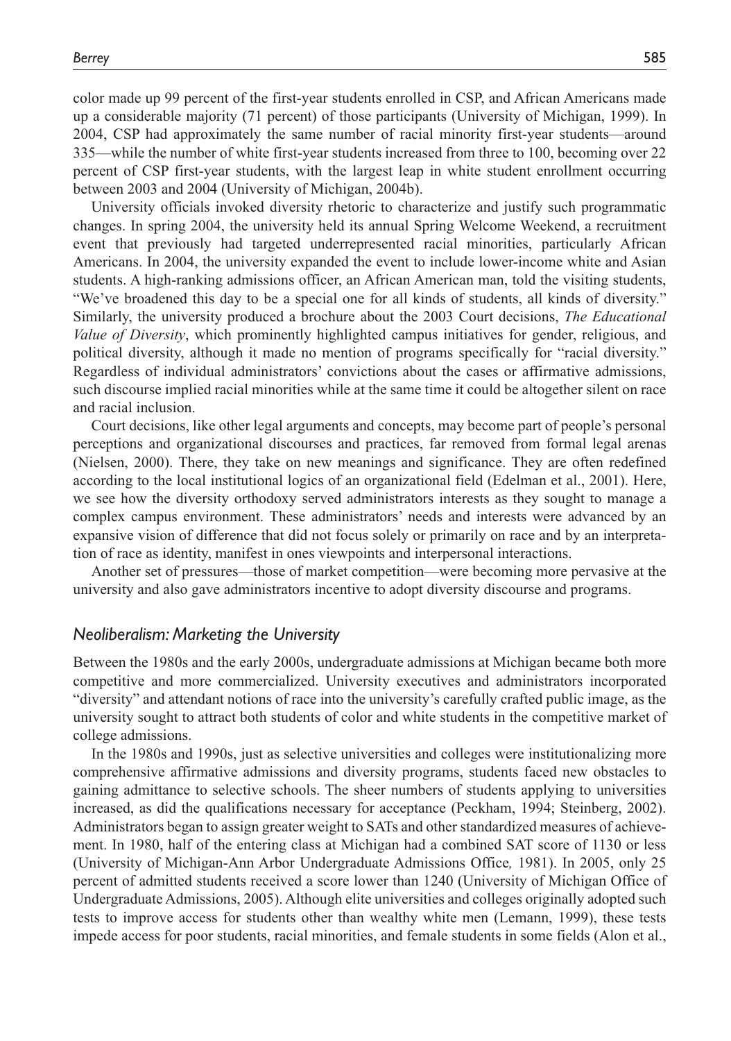color made up 99 percent of the first-year students enrolled in CSP, and African Americans made up a considerable majority (71 percent) of those participants (University of Michigan, 1999). In 2004, CSP had approximately the same number of racial minority first-year students—around 335—while the number of white first-year students increased from three to 100, becoming over 22 percent of CSP first-year students, with the largest leap in white student enrollment occurring between 2003 and 2004 (University of Michigan, 2004b).

University officials invoked diversity rhetoric to characterize and justify such programmatic changes. In spring 2004, the university held its annual Spring Welcome Weekend, a recruitment event that previously had targeted underrepresented racial minorities, particularly African Americans. In 2004, the university expanded the event to include lower-income white and Asian students. A high-ranking admissions officer, an African American man, told the visiting students, "We've broadened this day to be a special one for all kinds of students, all kinds of diversity." Similarly, the university produced a brochure about the 2003 Court decisions, *The Educational Value of Diversity*, which prominently highlighted campus initiatives for gender, religious, and political diversity, although it made no mention of programs specifically for "racial diversity." Regardless of individual administrators' convictions about the cases or affirmative admissions, such discourse implied racial minorities while at the same time it could be altogether silent on race and racial inclusion.

Court decisions, like other legal arguments and concepts, may become part of people's personal perceptions and organizational discourses and practices, far removed from formal legal arenas (Nielsen, 2000). There, they take on new meanings and significance. They are often redefined according to the local institutional logics of an organizational field (Edelman et al., 2001). Here, we see how the diversity orthodoxy served administrators interests as they sought to manage a complex campus environment. These administrators' needs and interests were advanced by an expansive vision of difference that did not focus solely or primarily on race and by an interpretation of race as identity, manifest in ones viewpoints and interpersonal interactions.

Another set of pressures—those of market competition—were becoming more pervasive at the university and also gave administrators incentive to adopt diversity discourse and programs.

### *Neoliberalism: Marketing the University*

Between the 1980s and the early 2000s, undergraduate admissions at Michigan became both more competitive and more commercialized. University executives and administrators incorporated "diversity" and attendant notions of race into the university's carefully crafted public image, as the university sought to attract both students of color and white students in the competitive market of college admissions.

In the 1980s and 1990s, just as selective universities and colleges were institutionalizing more comprehensive affirmative admissions and diversity programs, students faced new obstacles to gaining admittance to selective schools. The sheer numbers of students applying to universities increased, as did the qualifications necessary for acceptance (Peckham, 1994; Steinberg, 2002). Administrators began to assign greater weight to SATs and other standardized measures of achievement. In 1980, half of the entering class at Michigan had a combined SAT score of 1130 or less (University of Michigan-Ann Arbor Undergraduate Admissions Office*,* 1981). In 2005, only 25 percent of admitted students received a score lower than 1240 (University of Michigan Office of Undergraduate Admissions, 2005). Although elite universities and colleges originally adopted such tests to improve access for students other than wealthy white men (Lemann, 1999), these tests impede access for poor students, racial minorities, and female students in some fields (Alon et al.,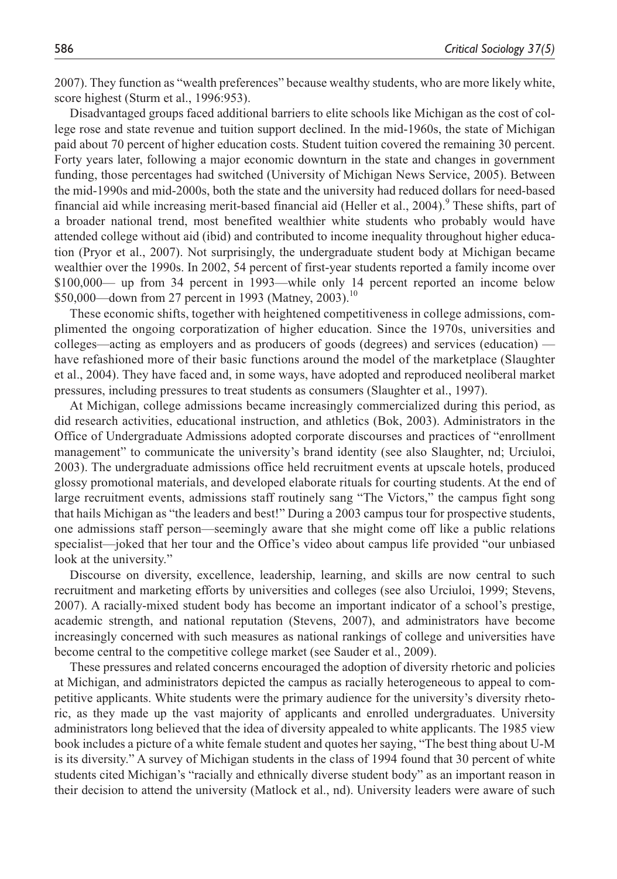2007). They function as "wealth preferences" because wealthy students, who are more likely white, score highest (Sturm et al., 1996:953).

Disadvantaged groups faced additional barriers to elite schools like Michigan as the cost of college rose and state revenue and tuition support declined. In the mid-1960s, the state of Michigan paid about 70 percent of higher education costs. Student tuition covered the remaining 30 percent. Forty years later, following a major economic downturn in the state and changes in government funding, those percentages had switched (University of Michigan News Service, 2005). Between the mid-1990s and mid-2000s, both the state and the university had reduced dollars for need-based financial aid while increasing merit-based financial aid (Heller et al., 2004).[9] These shifts, part of a broader national trend, most benefited wealthier white students who probably would have attended college without aid (ibid) and contributed to income inequality throughout higher education (Pryor et al., 2007). Not surprisingly, the undergraduate student body at Michigan became wealthier over the 1990s. In 2002, 54 percent of first-year students reported a family income over \$100,000— up from 34 percent in 1993—while only 14 percent reported an income below \$50,000—down from 27 percent in 1993 (Matney, 2003).[10]

These economic shifts, together with heightened competitiveness in college admissions, complimented the ongoing corporatization of higher education. Since the 1970s, universities and colleges—acting as employers and as producers of goods (degrees) and services (education) — have refashioned more of their basic functions around the model of the marketplace (Slaughter et al., 2004). They have faced and, in some ways, have adopted and reproduced neoliberal market pressures, including pressures to treat students as consumers (Slaughter et al., 1997).

At Michigan, college admissions became increasingly commercialized during this period, as did research activities, educational instruction, and athletics (Bok, 2003). Administrators in the Office of Undergraduate Admissions adopted corporate discourses and practices of "enrollment management" to communicate the university's brand identity (see also Slaughter, nd; Urciuloi, 2003). The undergraduate admissions office held recruitment events at upscale hotels, produced glossy promotional materials, and developed elaborate rituals for courting students. At the end of large recruitment events, admissions staff routinely sang "The Victors," the campus fight song that hails Michigan as "the leaders and best!" During a 2003 campus tour for prospective students, one admissions staff person—seemingly aware that she might come off like a public relations specialist—joked that her tour and the Office's video about campus life provided "our unbiased look at the university."

Discourse on diversity, excellence, leadership, learning, and skills are now central to such recruitment and marketing efforts by universities and colleges (see also Urciuloi, 1999; Stevens, 2007). A racially-mixed student body has become an important indicator of a school's prestige, academic strength, and national reputation (Stevens, 2007), and administrators have become increasingly concerned with such measures as national rankings of college and universities have become central to the competitive college market (see Sauder et al., 2009).

These pressures and related concerns encouraged the adoption of diversity rhetoric and policies at Michigan, and administrators depicted the campus as racially heterogeneous to appeal to competitive applicants. White students were the primary audience for the university's diversity rhetoric, as they made up the vast majority of applicants and enrolled undergraduates. University administrators long believed that the idea of diversity appealed to white applicants. The 1985 view book includes a picture of a white female student and quotes her saying, "The best thing about U-M is its diversity." A survey of Michigan students in the class of 1994 found that 30 percent of white students cited Michigan's "racially and ethnically diverse student body" as an important reason in their decision to attend the university (Matlock et al., nd). University leaders were aware of such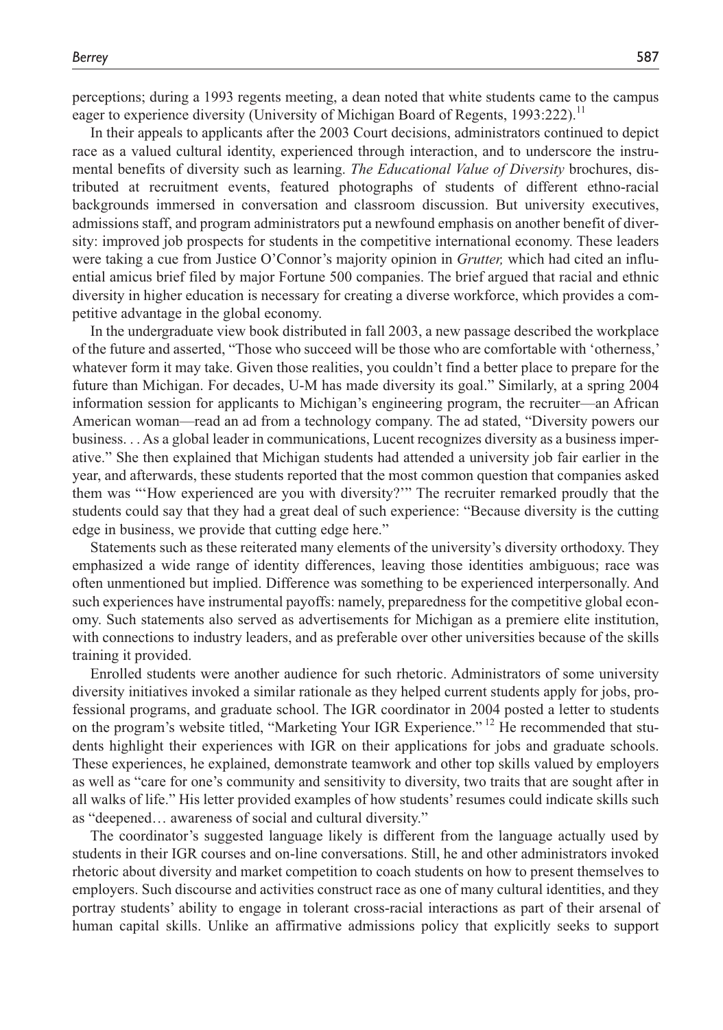perceptions; during a 1993 regents meeting, a dean noted that white students came to the campus eager to experience diversity (University of Michigan Board of Regents, 1993:222).[11]

In their appeals to applicants after the 2003 Court decisions, administrators continued to depict race as a valued cultural identity, experienced through interaction, and to underscore the instrumental benefits of diversity such as learning. *The Educational Value of Diversity* brochures, distributed at recruitment events, featured photographs of students of different ethno-racial backgrounds immersed in conversation and classroom discussion. But university executives, admissions staff, and program administrators put a newfound emphasis on another benefit of diversity: improved job prospects for students in the competitive international economy. These leaders were taking a cue from Justice O'Connor's majority opinion in *Grutter,* which had cited an influential amicus brief filed by major Fortune 500 companies. The brief argued that racial and ethnic diversity in higher education is necessary for creating a diverse workforce, which provides a competitive advantage in the global economy.

In the undergraduate view book distributed in fall 2003, a new passage described the workplace of the future and asserted, "Those who succeed will be those who are comfortable with 'otherness,' whatever form it may take. Given those realities, you couldn't find a better place to prepare for the future than Michigan. For decades, U-M has made diversity its goal." Similarly, at a spring 2004 information session for applicants to Michigan's engineering program, the recruiter—an African American woman—read an ad from a technology company. The ad stated, "Diversity powers our business. . . As a global leader in communications, Lucent recognizes diversity as a business imperative." She then explained that Michigan students had attended a university job fair earlier in the year, and afterwards, these students reported that the most common question that companies asked them was "'How experienced are you with diversity?'" The recruiter remarked proudly that the students could say that they had a great deal of such experience: "Because diversity is the cutting edge in business, we provide that cutting edge here."

Statements such as these reiterated many elements of the university's diversity orthodoxy. They emphasized a wide range of identity differences, leaving those identities ambiguous; race was often unmentioned but implied. Difference was something to be experienced interpersonally. And such experiences have instrumental payoffs: namely, preparedness for the competitive global economy. Such statements also served as advertisements for Michigan as a premiere elite institution, with connections to industry leaders, and as preferable over other universities because of the skills training it provided.

Enrolled students were another audience for such rhetoric. Administrators of some university diversity initiatives invoked a similar rationale as they helped current students apply for jobs, professional programs, and graduate school. The IGR coordinator in 2004 posted a letter to students on the program's website titled, "Marketing Your IGR Experience."[12] He recommended that students highlight their experiences with IGR on their applications for jobs and graduate schools. These experiences, he explained, demonstrate teamwork and other top skills valued by employers as well as "care for one's community and sensitivity to diversity, two traits that are sought after in all walks of life." His letter provided examples of how students' resumes could indicate skills such as "deepened… awareness of social and cultural diversity."

The coordinator's suggested language likely is different from the language actually used by students in their IGR courses and on-line conversations. Still, he and other administrators invoked rhetoric about diversity and market competition to coach students on how to present themselves to employers. Such discourse and activities construct race as one of many cultural identities, and they portray students' ability to engage in tolerant cross-racial interactions as part of their arsenal of human capital skills. Unlike an affirmative admissions policy that explicitly seeks to support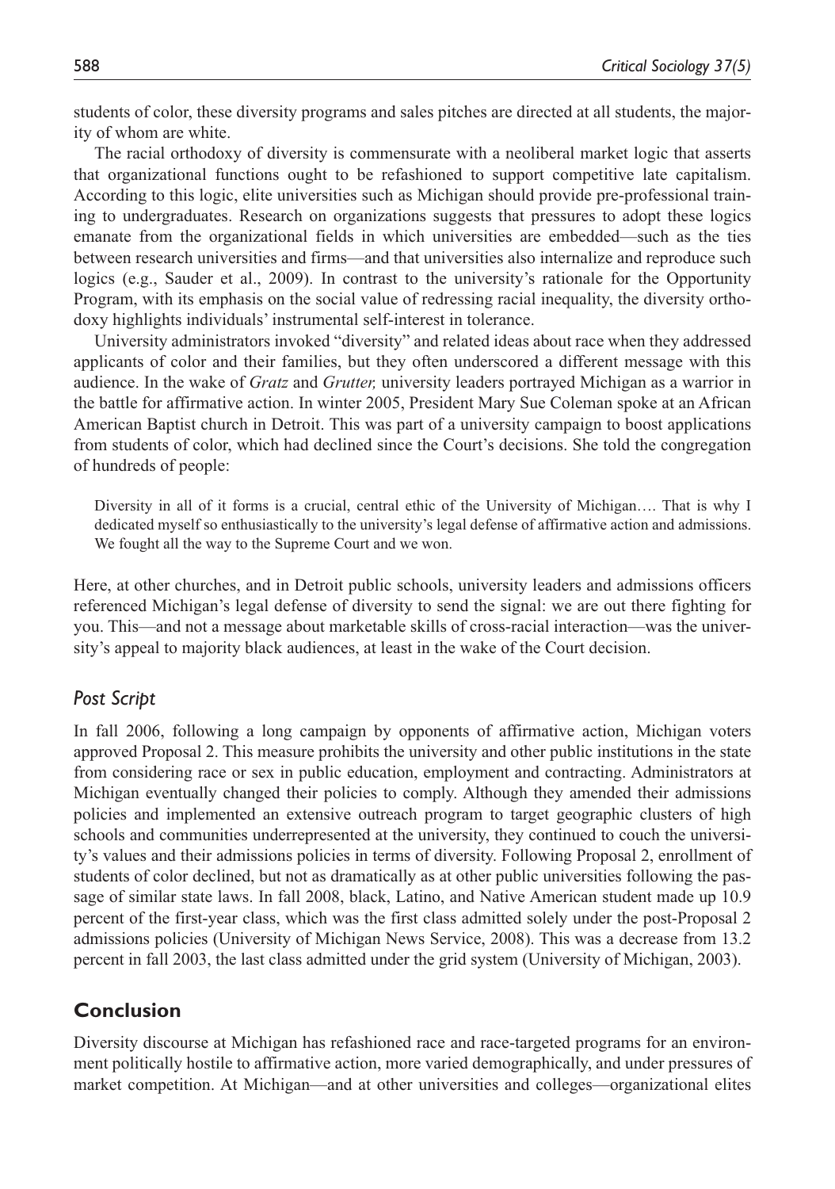students of color, these diversity programs and sales pitches are directed at all students, the majority of whom are white.

The racial orthodoxy of diversity is commensurate with a neoliberal market logic that asserts that organizational functions ought to be refashioned to support competitive late capitalism. According to this logic, elite universities such as Michigan should provide pre-professional training to undergraduates. Research on organizations suggests that pressures to adopt these logics emanate from the organizational fields in which universities are embedded—such as the ties between research universities and firms—and that universities also internalize and reproduce such logics (e.g., Sauder et al., 2009). In contrast to the university's rationale for the Opportunity Program, with its emphasis on the social value of redressing racial inequality, the diversity orthodoxy highlights individuals' instrumental self-interest in tolerance.

University administrators invoked "diversity" and related ideas about race when they addressed applicants of color and their families, but they often underscored a different message with this audience. In the wake of *Gratz* and *Grutter,* university leaders portrayed Michigan as a warrior in the battle for affirmative action. In winter 2005, President Mary Sue Coleman spoke at an African American Baptist church in Detroit. This was part of a university campaign to boost applications from students of color, which had declined since the Court's decisions. She told the congregation of hundreds of people:

> Diversity in all of it forms is a crucial, central ethic of the University of Michigan…. That is why I dedicated myself so enthusiastically to the university's legal defense of affirmative action and admissions. We fought all the way to the Supreme Court and we won.

Here, at other churches, and in Detroit public schools, university leaders and admissions officers referenced Michigan's legal defense of diversity to send the signal: we are out there fighting for you. This—and not a message about marketable skills of cross-racial interaction—was the university's appeal to majority black audiences, at least in the wake of the Court decision.

### *Post Script*

In fall 2006, following a long campaign by opponents of affirmative action, Michigan voters approved Proposal 2. This measure prohibits the university and other public institutions in the state from considering race or sex in public education, employment and contracting. Administrators at Michigan eventually changed their policies to comply. Although they amended their admissions policies and implemented an extensive outreach program to target geographic clusters of high schools and communities underrepresented at the university, they continued to couch the university's values and their admissions policies in terms of diversity. Following Proposal 2, enrollment of students of color declined, but not as dramatically as at other public universities following the passage of similar state laws. In fall 2008, black, Latino, and Native American student made up 10.9 percent of the first-year class, which was the first class admitted solely under the post-Proposal 2 admissions policies (University of Michigan News Service, 2008). This was a decrease from 13.2 percent in fall 2003, the last class admitted under the grid system (University of Michigan, 2003).

## Conclusion

Diversity discourse at Michigan has refashioned race and race-targeted programs for an environment politically hostile to affirmative action, more varied demographically, and under pressures of market competition. At Michigan—and at other universities and colleges—organizational elites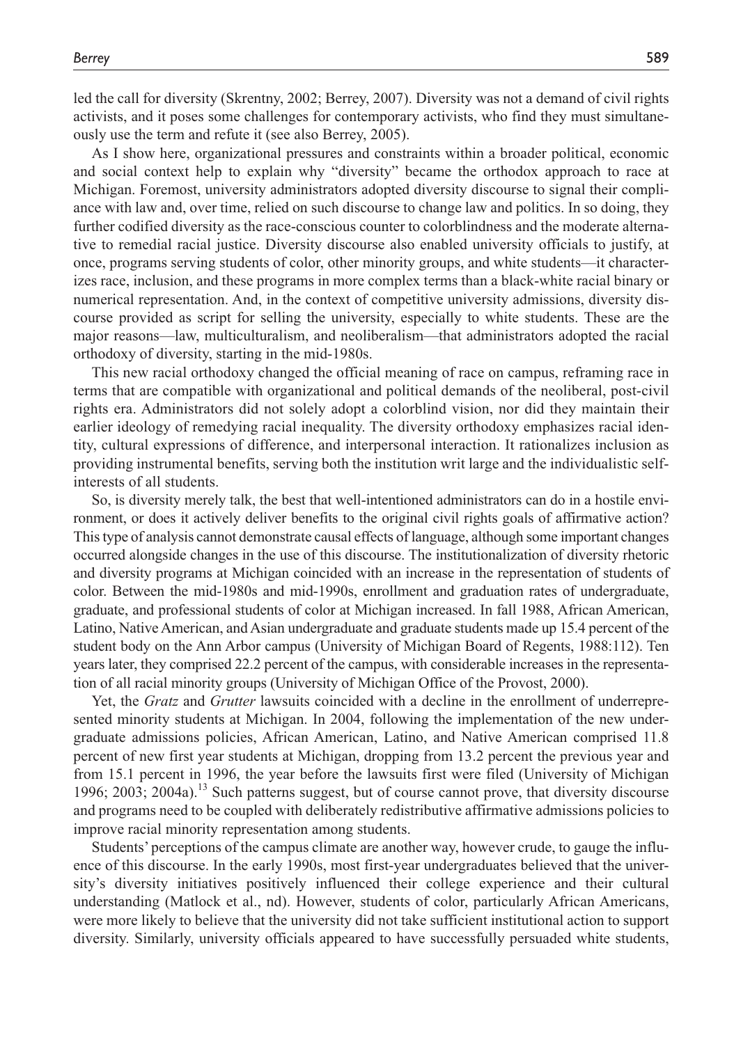led the call for diversity (Skrentny, 2002; Berrey, 2007). Diversity was not a demand of civil rights activists, and it poses some challenges for contemporary activists, who find they must simultaneously use the term and refute it (see also Berrey, 2005).

As I show here, organizational pressures and constraints within a broader political, economic and social context help to explain why "diversity" became the orthodox approach to race at Michigan. Foremost, university administrators adopted diversity discourse to signal their compliance with law and, over time, relied on such discourse to change law and politics. In so doing, they further codified diversity as the race-conscious counter to colorblindness and the moderate alternative to remedial racial justice. Diversity discourse also enabled university officials to justify, at once, programs serving students of color, other minority groups, and white students—it characterizes race, inclusion, and these programs in more complex terms than a black-white racial binary or numerical representation. And, in the context of competitive university admissions, diversity discourse provided as script for selling the university, especially to white students. These are the major reasons—law, multiculturalism, and neoliberalism—that administrators adopted the racial orthodoxy of diversity, starting in the mid-1980s.

This new racial orthodoxy changed the official meaning of race on campus, reframing race in terms that are compatible with organizational and political demands of the neoliberal, post-civil rights era. Administrators did not solely adopt a colorblind vision, nor did they maintain their earlier ideology of remedying racial inequality. The diversity orthodoxy emphasizes racial identity, cultural expressions of difference, and interpersonal interaction. It rationalizes inclusion as providing instrumental benefits, serving both the institution writ large and the individualistic self-interests of all students.

So, is diversity merely talk, the best that well-intentioned administrators can do in a hostile environment, or does it actively deliver benefits to the original civil rights goals of affirmative action? This type of analysis cannot demonstrate causal effects of language, although some important changes occurred alongside changes in the use of this discourse. The institutionalization of diversity rhetoric and diversity programs at Michigan coincided with an increase in the representation of students of color. Between the mid-1980s and mid-1990s, enrollment and graduation rates of undergraduate, graduate, and professional students of color at Michigan increased. In fall 1988, African American, Latino, Native American, and Asian undergraduate and graduate students made up 15.4 percent of the student body on the Ann Arbor campus (University of Michigan Board of Regents, 1988:112). Ten years later, they comprised 22.2 percent of the campus, with considerable increases in the representation of all racial minority groups (University of Michigan Office of the Provost, 2000).

Yet, the *Gratz* and *Grutter* lawsuits coincided with a decline in the enrollment of underrepresented minority students at Michigan. In 2004, following the implementation of the new undergraduate admissions policies, African American, Latino, and Native American comprised 11.8 percent of new first year students at Michigan, dropping from 13.2 percent the previous year and from 15.1 percent in 1996, the year before the lawsuits first were filed (University of Michigan 1996; 2003; 2004a).[13] Such patterns suggest, but of course cannot prove, that diversity discourse and programs need to be coupled with deliberately redistributive affirmative admissions policies to improve racial minority representation among students.

Students' perceptions of the campus climate are another way, however crude, to gauge the influence of this discourse. In the early 1990s, most first-year undergraduates believed that the university's diversity initiatives positively influenced their college experience and their cultural understanding (Matlock et al., nd). However, students of color, particularly African Americans, were more likely to believe that the university did not take sufficient institutional action to support diversity. Similarly, university officials appeared to have successfully persuaded white students,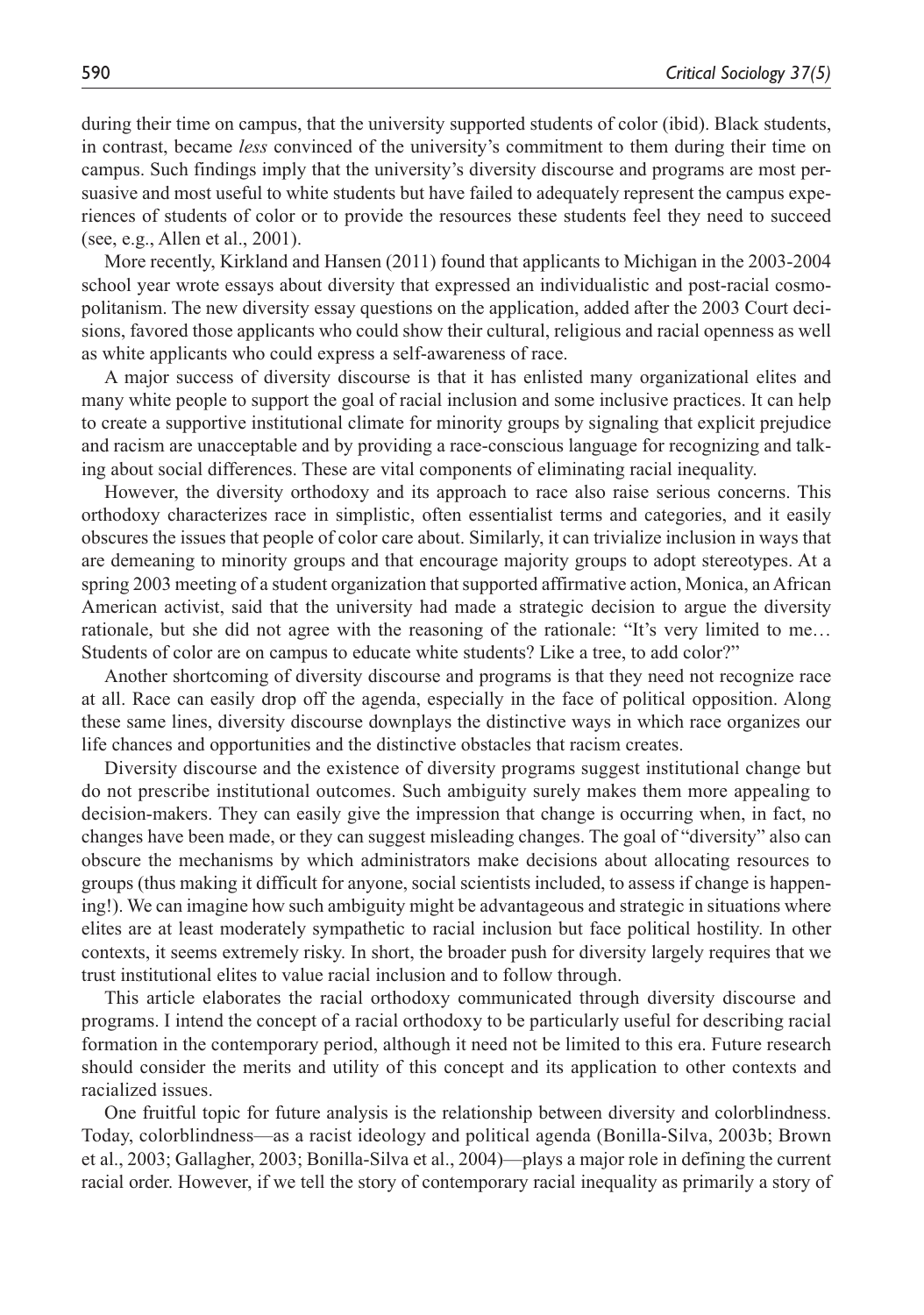during their time on campus, that the university supported students of color (ibid). Black students, in contrast, became *less* convinced of the university's commitment to them during their time on campus. Such findings imply that the university's diversity discourse and programs are most persuasive and most useful to white students but have failed to adequately represent the campus experiences of students of color or to provide the resources these students feel they need to succeed (see, e.g., Allen et al., 2001).

More recently, Kirkland and Hansen (2011) found that applicants to Michigan in the 2003-2004 school year wrote essays about diversity that expressed an individualistic and post-racial cosmopolitanism. The new diversity essay questions on the application, added after the 2003 Court decisions, favored those applicants who could show their cultural, religious and racial openness as well as white applicants who could express a self-awareness of race.

A major success of diversity discourse is that it has enlisted many organizational elites and many white people to support the goal of racial inclusion and some inclusive practices. It can help to create a supportive institutional climate for minority groups by signaling that explicit prejudice and racism are unacceptable and by providing a race-conscious language for recognizing and talking about social differences. These are vital components of eliminating racial inequality.

However, the diversity orthodoxy and its approach to race also raise serious concerns. This orthodoxy characterizes race in simplistic, often essentialist terms and categories, and it easily obscures the issues that people of color care about. Similarly, it can trivialize inclusion in ways that are demeaning to minority groups and that encourage majority groups to adopt stereotypes. At a spring 2003 meeting of a student organization that supported affirmative action, Monica, an African American activist, said that the university had made a strategic decision to argue the diversity rationale, but she did not agree with the reasoning of the rationale: "It's very limited to me… Students of color are on campus to educate white students? Like a tree, to add color?"

Another shortcoming of diversity discourse and programs is that they need not recognize race at all. Race can easily drop off the agenda, especially in the face of political opposition. Along these same lines, diversity discourse downplays the distinctive ways in which race organizes our life chances and opportunities and the distinctive obstacles that racism creates.

Diversity discourse and the existence of diversity programs suggest institutional change but do not prescribe institutional outcomes. Such ambiguity surely makes them more appealing to decision-makers. They can easily give the impression that change is occurring when, in fact, no changes have been made, or they can suggest misleading changes. The goal of "diversity" also can obscure the mechanisms by which administrators make decisions about allocating resources to groups (thus making it difficult for anyone, social scientists included, to assess if change is happening!). We can imagine how such ambiguity might be advantageous and strategic in situations where elites are at least moderately sympathetic to racial inclusion but face political hostility. In other contexts, it seems extremely risky. In short, the broader push for diversity largely requires that we trust institutional elites to value racial inclusion and to follow through.

This article elaborates the racial orthodoxy communicated through diversity discourse and programs. I intend the concept of a racial orthodoxy to be particularly useful for describing racial formation in the contemporary period, although it need not be limited to this era. Future research should consider the merits and utility of this concept and its application to other contexts and racialized issues.

One fruitful topic for future analysis is the relationship between diversity and colorblindness. Today, colorblindness—as a racist ideology and political agenda (Bonilla-Silva, 2003b; Brown et al., 2003; Gallagher, 2003; Bonilla-Silva et al., 2004)—plays a major role in defining the current racial order. However, if we tell the story of contemporary racial inequality as primarily a story of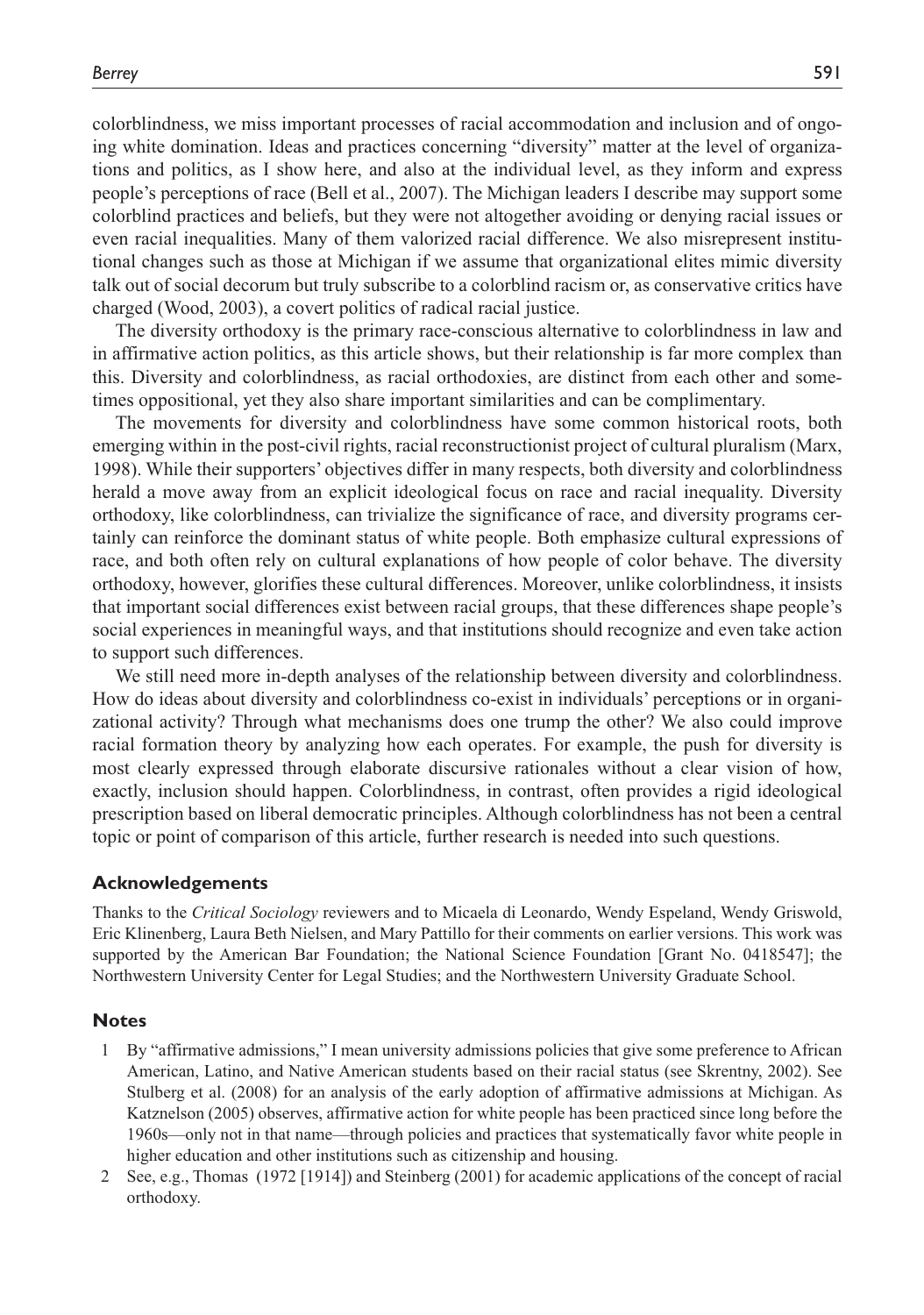colorblindness, we miss important processes of racial accommodation and inclusion and of ongoing white domination. Ideas and practices concerning "diversity" matter at the level of organizations and politics, as I show here, and also at the individual level, as they inform and express people's perceptions of race (Bell et al., 2007). The Michigan leaders I describe may support some colorblind practices and beliefs, but they were not altogether avoiding or denying racial issues or even racial inequalities. Many of them valorized racial difference. We also misrepresent institutional changes such as those at Michigan if we assume that organizational elites mimic diversity talk out of social decorum but truly subscribe to a colorblind racism or, as conservative critics have charged (Wood, 2003), a covert politics of radical racial justice.

The diversity orthodoxy is the primary race-conscious alternative to colorblindness in law and in affirmative action politics, as this article shows, but their relationship is far more complex than this. Diversity and colorblindness, as racial orthodoxies, are distinct from each other and sometimes oppositional, yet they also share important similarities and can be complimentary.

The movements for diversity and colorblindness have some common historical roots, both emerging within in the post-civil rights, racial reconstructionist project of cultural pluralism (Marx, 1998). While their supporters' objectives differ in many respects, both diversity and colorblindness herald a move away from an explicit ideological focus on race and racial inequality. Diversity orthodoxy, like colorblindness, can trivialize the significance of race, and diversity programs certainly can reinforce the dominant status of white people. Both emphasize cultural expressions of race, and both often rely on cultural explanations of how people of color behave. The diversity orthodoxy, however, glorifies these cultural differences. Moreover, unlike colorblindness, it insists that important social differences exist between racial groups, that these differences shape people's social experiences in meaningful ways, and that institutions should recognize and even take action to support such differences.

We still need more in-depth analyses of the relationship between diversity and colorblindness. How do ideas about diversity and colorblindness co-exist in individuals' perceptions or in organizational activity? Through what mechanisms does one trump the other? We also could improve racial formation theory by analyzing how each operates. For example, the push for diversity is most clearly expressed through elaborate discursive rationales without a clear vision of how, exactly, inclusion should happen. Colorblindness, in contrast, often provides a rigid ideological prescription based on liberal democratic principles. Although colorblindness has not been a central topic or point of comparison of this article, further research is needed into such questions.

## Acknowledgements

Thanks to the *Critical Sociology* reviewers and to Micaela di Leonardo, Wendy Espeland, Wendy Griswold, Eric Klinenberg, Laura Beth Nielsen, and Mary Pattillo for their comments on earlier versions. This work was supported by the American Bar Foundation; the National Science Foundation [Grant No. 0418547]; the Northwestern University Center for Legal Studies; and the Northwestern University Graduate School.

## Notes

1. By "affirmative admissions," I mean university admissions policies that give some preference to African American, Latino, and Native American students based on their racial status (see Skrentny, 2002). See Stulberg et al. (2008) for an analysis of the early adoption of affirmative admissions at Michigan. As Katznelson (2005) observes, affirmative action for white people has been practiced since long before the 1960s—only not in that name—through policies and practices that systematically favor white people in higher education and other institutions such as citizenship and housing.
2. See, e.g., Thomas (1972 [1914]) and Steinberg (2001) for academic applications of the concept of racial orthodoxy.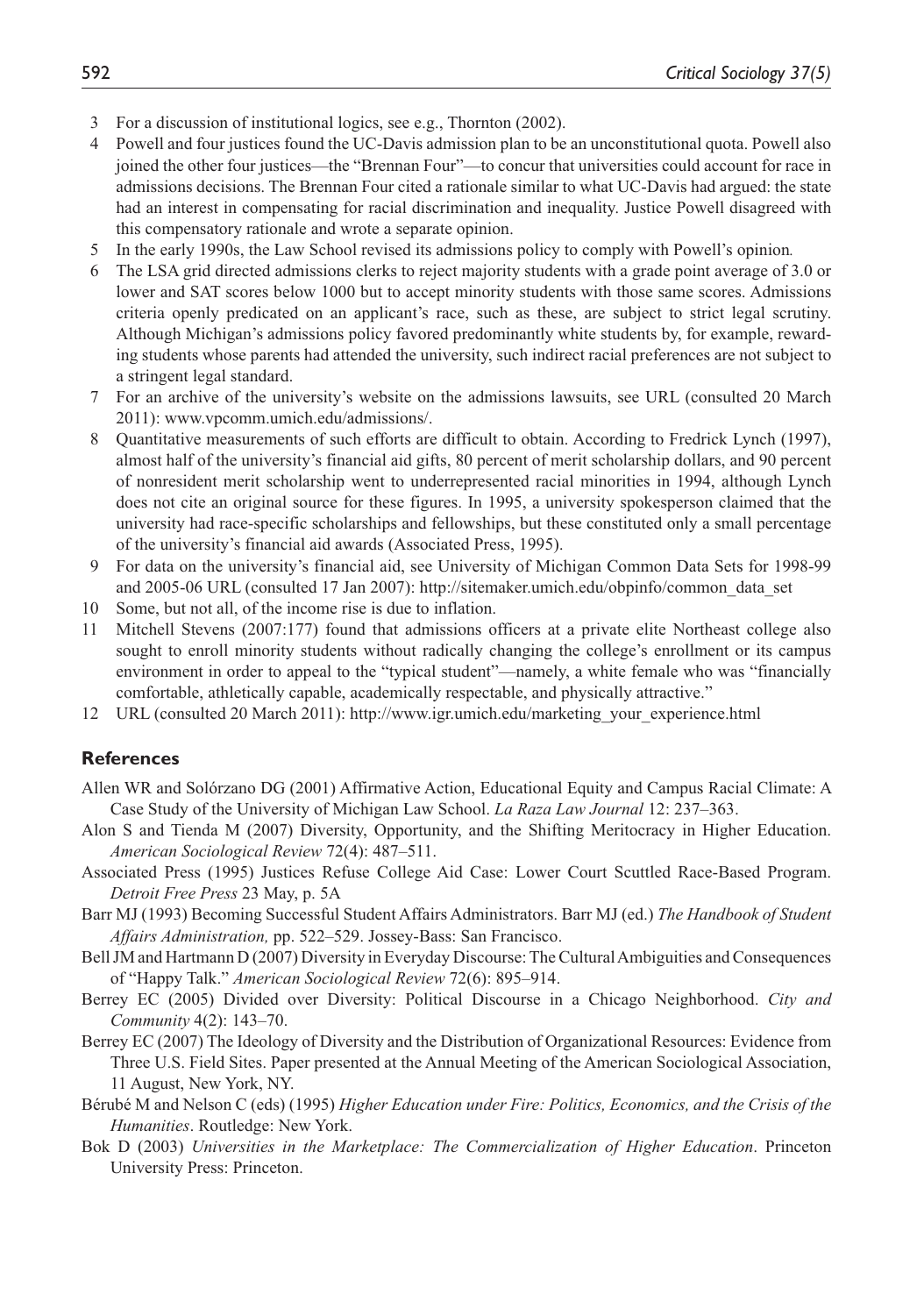3 For a discussion of institutional logics, see e.g., Thornton (2002).

4 Powell and four justices found the UC-Davis admission plan to be an unconstitutional quota. Powell also joined the other four justices—the "Brennan Four"—to concur that universities could account for race in admissions decisions. The Brennan Four cited a rationale similar to what UC-Davis had argued: the state had an interest in compensating for racial discrimination and inequality. Justice Powell disagreed with this compensatory rationale and wrote a separate opinion.

5 In the early 1990s, the Law School revised its admissions policy to comply with Powell's opinion.

6 The LSA grid directed admissions clerks to reject majority students with a grade point average of 3.0 or lower and SAT scores below 1000 but to accept minority students with those same scores. Admissions criteria openly predicated on an applicant's race, such as these, are subject to strict legal scrutiny. Although Michigan's admissions policy favored predominantly white students by, for example, rewarding students whose parents had attended the university, such indirect racial preferences are not subject to a stringent legal standard.

7 For an archive of the university's website on the admissions lawsuits, see URL (consulted 20 March 2011): www.vpcomm.umich.edu/admissions/.

8 Quantitative measurements of such efforts are difficult to obtain. According to Fredrick Lynch (1997), almost half of the university's financial aid gifts, 80 percent of merit scholarship dollars, and 90 percent of nonresident merit scholarship went to underrepresented racial minorities in 1994, although Lynch does not cite an original source for these figures. In 1995, a university spokesperson claimed that the university had race-specific scholarships and fellowships, but these constituted only a small percentage of the university's financial aid awards (Associated Press, 1995).

9 For data on the university's financial aid, see University of Michigan Common Data Sets for 1998-99 and 2005-06 URL (consulted 17 Jan 2007): http://sitemaker.umich.edu/obpinfo/common_data_set

10 Some, but not all, of the income rise is due to inflation.

11 Mitchell Stevens (2007:177) found that admissions officers at a private elite Northeast college also sought to enroll minority students without radically changing the college's enrollment or its campus environment in order to appeal to the "typical student"—namely, a white female who was "financially comfortable, athletically capable, academically respectable, and physically attractive."

12 URL (consulted 20 March 2011): http://www.igr.umich.edu/marketing_your_experience.html

## References

Allen WR and Solórzano DG (2001) Affirmative Action, Educational Equity and Campus Racial Climate: A Case Study of the University of Michigan Law School. *La Raza Law Journal* 12: 237–363.

Alon S and Tienda M (2007) Diversity, Opportunity, and the Shifting Meritocracy in Higher Education. *American Sociological Review* 72(4): 487–511.

Associated Press (1995) Justices Refuse College Aid Case: Lower Court Scuttled Race-Based Program. *Detroit Free Press* 23 May, p. 5A

Barr MJ (1993) Becoming Successful Student Affairs Administrators. Barr MJ (ed.) *The Handbook of Student Affairs Administration,* pp. 522–529. Jossey-Bass: San Francisco.

Bell JM and Hartmann D (2007) Diversity in Everyday Discourse: The Cultural Ambiguities and Consequences of "Happy Talk." *American Sociological Review* 72(6): 895–914.

Berrey EC (2005) Divided over Diversity: Political Discourse in a Chicago Neighborhood. *City and Community* 4(2): 143–70.

Berrey EC (2007) The Ideology of Diversity and the Distribution of Organizational Resources: Evidence from Three U.S. Field Sites. Paper presented at the Annual Meeting of the American Sociological Association, 11 August, New York, NY.

Bérubé M and Nelson C (eds) (1995) *Higher Education under Fire: Politics, Economics, and the Crisis of the Humanities*. Routledge: New York.

Bok D (2003) *Universities in the Marketplace: The Commercialization of Higher Education*. Princeton University Press: Princeton.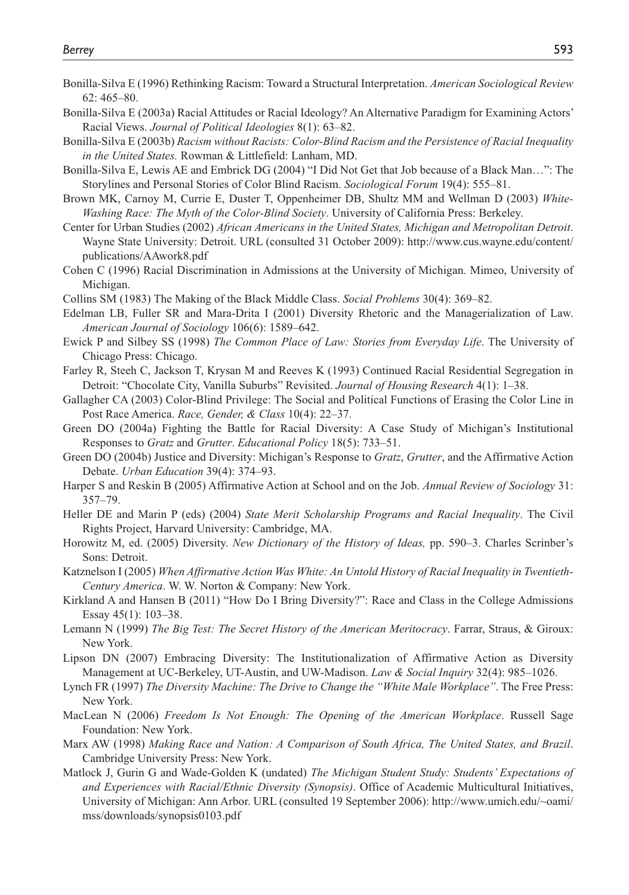Bonilla-Silva E (1996) Rethinking Racism: Toward a Structural Interpretation. *American Sociological Review* 62: 465–80.

Bonilla-Silva E (2003a) Racial Attitudes or Racial Ideology? An Alternative Paradigm for Examining Actors' Racial Views. *Journal of Political Ideologies* 8(1): 63–82.

Bonilla-Silva E (2003b) *Racism without Racists: Color-Blind Racism and the Persistence of Racial Inequality in the United States.* Rowman & Littlefield: Lanham, MD.

Bonilla-Silva E, Lewis AE and Embrick DG (2004) "I Did Not Get that Job because of a Black Man…": The Storylines and Personal Stories of Color Blind Racism. *Sociological Forum* 19(4): 555–81.

Brown MK, Carnoy M, Currie E, Duster T, Oppenheimer DB, Shultz MM and Wellman D (2003) *White-Washing Race: The Myth of the Color-Blind Society*. University of California Press: Berkeley.

Center for Urban Studies (2002) *African Americans in the United States, Michigan and Metropolitan Detroit*. Wayne State University: Detroit. URL (consulted 31 October 2009): http://www.cus.wayne.edu/content/publications/AAwork8.pdf

Cohen C (1996) Racial Discrimination in Admissions at the University of Michigan. Mimeo, University of Michigan.

Collins SM (1983) The Making of the Black Middle Class. *Social Problems* 30(4): 369–82.

Edelman LB, Fuller SR and Mara-Drita I (2001) Diversity Rhetoric and the Managerialization of Law. *American Journal of Sociology* 106(6): 1589–642.

Ewick P and Silbey SS (1998) *The Common Place of Law: Stories from Everyday Life*. The University of Chicago Press: Chicago.

Farley R, Steeh C, Jackson T, Krysan M and Reeves K (1993) Continued Racial Residential Segregation in Detroit: "Chocolate City, Vanilla Suburbs" Revisited. *Journal of Housing Research* 4(1): 1–38.

Gallagher CA (2003) Color-Blind Privilege: The Social and Political Functions of Erasing the Color Line in Post Race America. *Race, Gender, & Class* 10(4): 22–37.

Green DO (2004a) Fighting the Battle for Racial Diversity: A Case Study of Michigan's Institutional Responses to *Gratz* and *Grutter*. *Educational Policy* 18(5): 733–51.

Green DO (2004b) Justice and Diversity: Michigan's Response to *Gratz*, *Grutter*, and the Affirmative Action Debate. *Urban Education* 39(4): 374–93.

Harper S and Reskin B (2005) Affirmative Action at School and on the Job. *Annual Review of Sociology* 31: 357–79.

Heller DE and Marin P (eds) (2004) *State Merit Scholarship Programs and Racial Inequality*. The Civil Rights Project, Harvard University: Cambridge, MA.

Horowitz M, ed. (2005) Diversity. *New Dictionary of the History of Ideas,* pp. 590–3. Charles Scrinber's Sons: Detroit.

Katznelson I (2005) *When Affirmative Action Was White: An Untold History of Racial Inequality in Twentieth-Century America*. W. W. Norton & Company: New York.

Kirkland A and Hansen B (2011) "How Do I Bring Diversity?": Race and Class in the College Admissions Essay 45(1): 103–38.

Lemann N (1999) *The Big Test: The Secret History of the American Meritocracy*. Farrar, Straus, & Giroux: New York.

Lipson DN (2007) Embracing Diversity: The Institutionalization of Affirmative Action as Diversity Management at UC-Berkeley, UT-Austin, and UW-Madison. *Law & Social Inquiry* 32(4): 985–1026.

Lynch FR (1997) *The Diversity Machine: The Drive to Change the "White Male Workplace"*. The Free Press: New York.

MacLean N (2006) *Freedom Is Not Enough: The Opening of the American Workplace*. Russell Sage Foundation: New York.

Marx AW (1998) *Making Race and Nation: A Comparison of South Africa, The United States, and Brazil*. Cambridge University Press: New York.

Matlock J, Gurin G and Wade-Golden K (undated) *The Michigan Student Study: Students' Expectations of and Experiences with Racial/Ethnic Diversity (Synopsis)*. Office of Academic Multicultural Initiatives, University of Michigan: Ann Arbor. URL (consulted 19 September 2006): http://www.umich.edu/~oami/mss/downloads/synopsis0103.pdf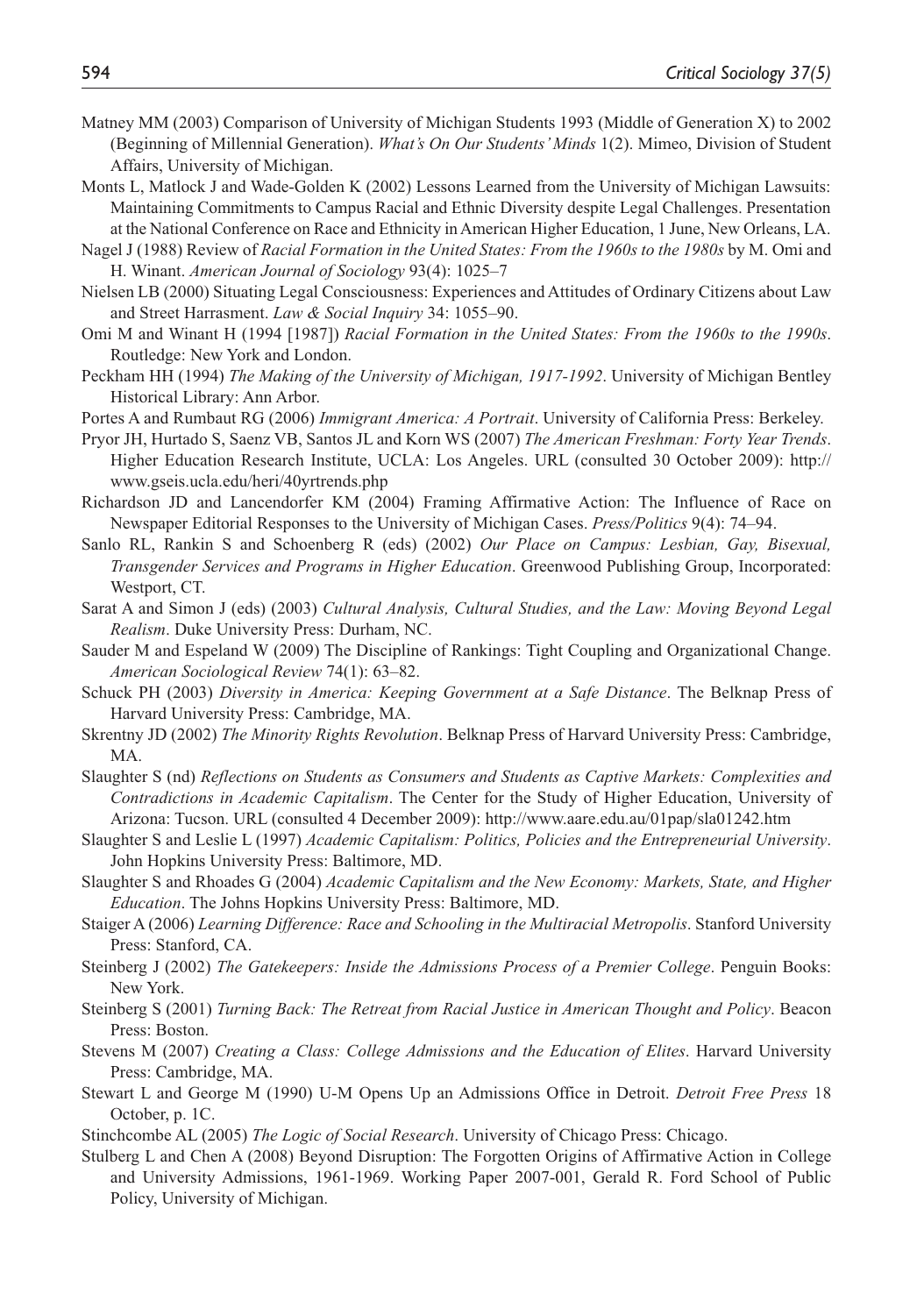Matney MM (2003) Comparison of University of Michigan Students 1993 (Middle of Generation X) to 2002 (Beginning of Millennial Generation). *What's On Our Students' Minds* 1(2). Mimeo, Division of Student Affairs, University of Michigan.

Monts L, Matlock J and Wade-Golden K (2002) Lessons Learned from the University of Michigan Lawsuits: Maintaining Commitments to Campus Racial and Ethnic Diversity despite Legal Challenges. Presentation at the National Conference on Race and Ethnicity in American Higher Education, 1 June, New Orleans, LA.

Nagel J (1988) Review of *Racial Formation in the United States: From the 1960s to the 1980s* by M. Omi and H. Winant. *American Journal of Sociology* 93(4): 1025–7

Nielsen LB (2000) Situating Legal Consciousness: Experiences and Attitudes of Ordinary Citizens about Law and Street Harrasment. *Law & Social Inquiry* 34: 1055–90.

Omi M and Winant H (1994 [1987]) *Racial Formation in the United States: From the 1960s to the 1990s*. Routledge: New York and London.

Peckham HH (1994) *The Making of the University of Michigan, 1917-1992*. University of Michigan Bentley Historical Library: Ann Arbor.

Portes A and Rumbaut RG (2006) *Immigrant America: A Portrait*. University of California Press: Berkeley.

Pryor JH, Hurtado S, Saenz VB, Santos JL and Korn WS (2007) *The American Freshman: Forty Year Trends*. Higher Education Research Institute, UCLA: Los Angeles. URL (consulted 30 October 2009): http://www.gseis.ucla.edu/heri/40yrtrends.php

Richardson JD and Lancendorfer KM (2004) Framing Affirmative Action: The Influence of Race on Newspaper Editorial Responses to the University of Michigan Cases. *Press/Politics* 9(4): 74–94.

Sanlo RL, Rankin S and Schoenberg R (eds) (2002) *Our Place on Campus: Lesbian, Gay, Bisexual, Transgender Services and Programs in Higher Education*. Greenwood Publishing Group, Incorporated: Westport, CT.

Sarat A and Simon J (eds) (2003) *Cultural Analysis, Cultural Studies, and the Law: Moving Beyond Legal Realism*. Duke University Press: Durham, NC.

Sauder M and Espeland W (2009) The Discipline of Rankings: Tight Coupling and Organizational Change. *American Sociological Review* 74(1): 63–82.

Schuck PH (2003) *Diversity in America: Keeping Government at a Safe Distance*. The Belknap Press of Harvard University Press: Cambridge, MA.

Skrentny JD (2002) *The Minority Rights Revolution*. Belknap Press of Harvard University Press: Cambridge, MA.

Slaughter S (nd) *Reflections on Students as Consumers and Students as Captive Markets: Complexities and Contradictions in Academic Capitalism*. The Center for the Study of Higher Education, University of Arizona: Tucson. URL (consulted 4 December 2009): http://www.aare.edu.au/01pap/sla01242.htm

Slaughter S and Leslie L (1997) *Academic Capitalism: Politics, Policies and the Entrepreneurial University*. John Hopkins University Press: Baltimore, MD.

Slaughter S and Rhoades G (2004) *Academic Capitalism and the New Economy: Markets, State, and Higher Education*. The Johns Hopkins University Press: Baltimore, MD.

Staiger A (2006) *Learning Difference: Race and Schooling in the Multiracial Metropolis*. Stanford University Press: Stanford, CA.

Steinberg J (2002) *The Gatekeepers: Inside the Admissions Process of a Premier College*. Penguin Books: New York.

Steinberg S (2001) *Turning Back: The Retreat from Racial Justice in American Thought and Policy*. Beacon Press: Boston.

Stevens M (2007) *Creating a Class: College Admissions and the Education of Elites*. Harvard University Press: Cambridge, MA.

Stewart L and George M (1990) U-M Opens Up an Admissions Office in Detroit. *Detroit Free Press* 18 October, p. 1C.

Stinchcombe AL (2005) *The Logic of Social Research*. University of Chicago Press: Chicago.

Stulberg L and Chen A (2008) Beyond Disruption: The Forgotten Origins of Affirmative Action in College and University Admissions, 1961-1969. Working Paper 2007-001, Gerald R. Ford School of Public Policy, University of Michigan.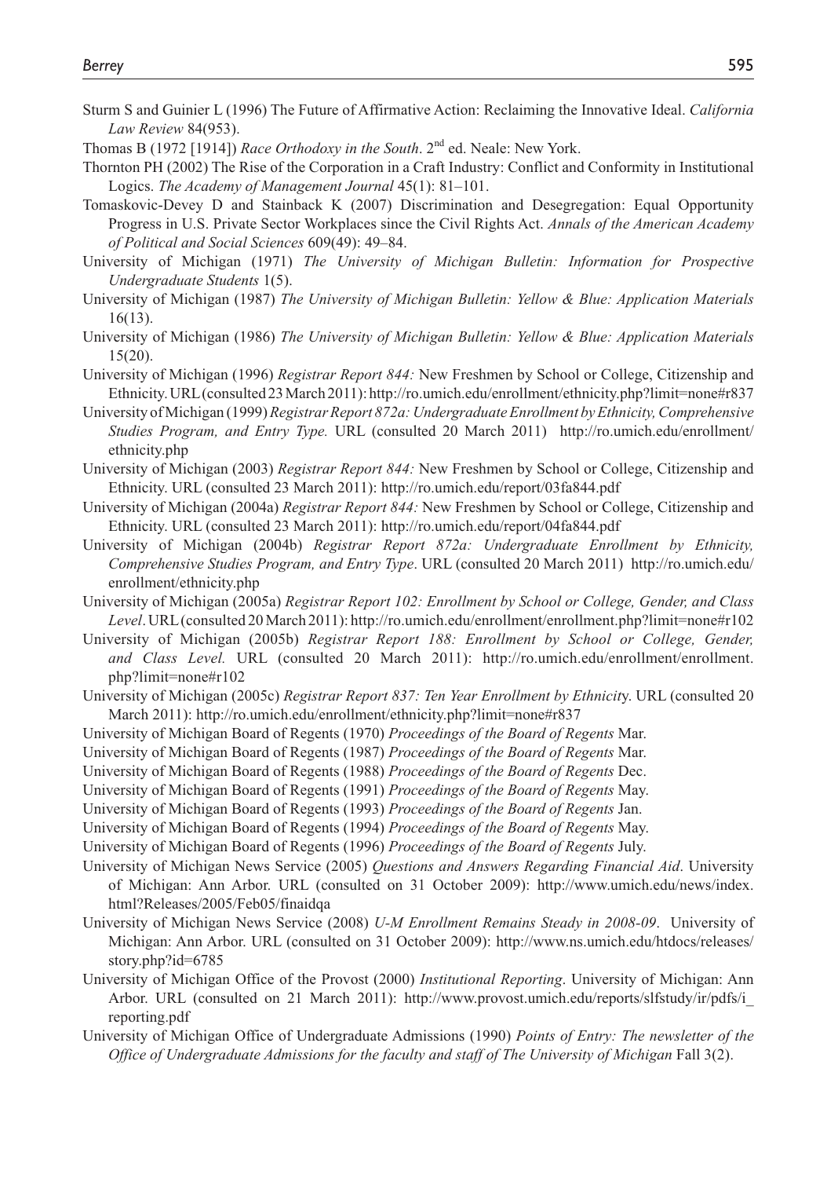Sturm S and Guinier L (1996) The Future of Affirmative Action: Reclaiming the Innovative Ideal. *California Law Review* 84(953).

Thomas B (1972 [1914]) *Race Orthodoxy in the South*. 2nd ed. Neale: New York.

Thornton PH (2002) The Rise of the Corporation in a Craft Industry: Conflict and Conformity in Institutional Logics. *The Academy of Management Journal* 45(1): 81–101.

Tomaskovic-Devey D and Stainback K (2007) Discrimination and Desegregation: Equal Opportunity Progress in U.S. Private Sector Workplaces since the Civil Rights Act. *Annals of the American Academy of Political and Social Sciences* 609(49): 49–84.

University of Michigan (1971) *The University of Michigan Bulletin: Information for Prospective Undergraduate Students* 1(5).

University of Michigan (1987) *The University of Michigan Bulletin: Yellow & Blue: Application Materials* 16(13).

University of Michigan (1986) *The University of Michigan Bulletin: Yellow & Blue: Application Materials* 15(20).

University of Michigan (1996) *Registrar Report 844:* New Freshmen by School or College, Citizenship and Ethnicity. URL (consulted 23 March 2011): http://ro.umich.edu/enrollment/ethnicity.php?limit=none#r837

University of Michigan (1999) *Registrar Report 872a: Undergraduate Enrollment by Ethnicity, Comprehensive Studies Program, and Entry Type.* URL (consulted 20 March 2011) http://ro.umich.edu/enrollment/ethnicity.php

University of Michigan (2003) *Registrar Report 844:* New Freshmen by School or College, Citizenship and Ethnicity. URL (consulted 23 March 2011): http://ro.umich.edu/report/03fa844.pdf

University of Michigan (2004a) *Registrar Report 844:* New Freshmen by School or College, Citizenship and Ethnicity. URL (consulted 23 March 2011): http://ro.umich.edu/report/04fa844.pdf

University of Michigan (2004b) *Registrar Report 872a: Undergraduate Enrollment by Ethnicity, Comprehensive Studies Program, and Entry Type*. URL (consulted 20 March 2011) http://ro.umich.edu/enrollment/ethnicity.php

University of Michigan (2005a) *Registrar Report 102: Enrollment by School or College, Gender, and Class Level*. URL (consulted 20 March 2011): http://ro.umich.edu/enrollment/enrollment.php?limit=none#r102

University of Michigan (2005b) *Registrar Report 188: Enrollment by School or College, Gender, and Class Level.* URL (consulted 20 March 2011): http://ro.umich.edu/enrollment/enrollment.php?limit=none#r102

University of Michigan (2005c) *Registrar Report 837: Ten Year Enrollment by Ethnicity*. URL (consulted 20 March 2011): http://ro.umich.edu/enrollment/ethnicity.php?limit=none#r837

University of Michigan Board of Regents (1970) *Proceedings of the Board of Regents* Mar.

University of Michigan Board of Regents (1987) *Proceedings of the Board of Regents* Mar.

University of Michigan Board of Regents (1988) *Proceedings of the Board of Regents* Dec.

University of Michigan Board of Regents (1991) *Proceedings of the Board of Regents* May.

University of Michigan Board of Regents (1993) *Proceedings of the Board of Regents* Jan.

University of Michigan Board of Regents (1994) *Proceedings of the Board of Regents* May.

University of Michigan Board of Regents (1996) *Proceedings of the Board of Regents* July.

University of Michigan News Service (2005) *Questions and Answers Regarding Financial Aid*. University of Michigan: Ann Arbor. URL (consulted on 31 October 2009): http://www.umich.edu/news/index.html?Releases/2005/Feb05/finaidqa

University of Michigan News Service (2008) *U-M Enrollment Remains Steady in 2008-09*. University of Michigan: Ann Arbor. URL (consulted on 31 October 2009): http://www.ns.umich.edu/htdocs/releases/story.php?id=6785

University of Michigan Office of the Provost (2000) *Institutional Reporting*. University of Michigan: Ann Arbor. URL (consulted on 21 March 2011): http://www.provost.umich.edu/reports/slfstudy/ir/pdfs/i_reporting.pdf

University of Michigan Office of Undergraduate Admissions (1990) *Points of Entry: The newsletter of the Office of Undergraduate Admissions for the faculty and staff of The University of Michigan* Fall 3(2).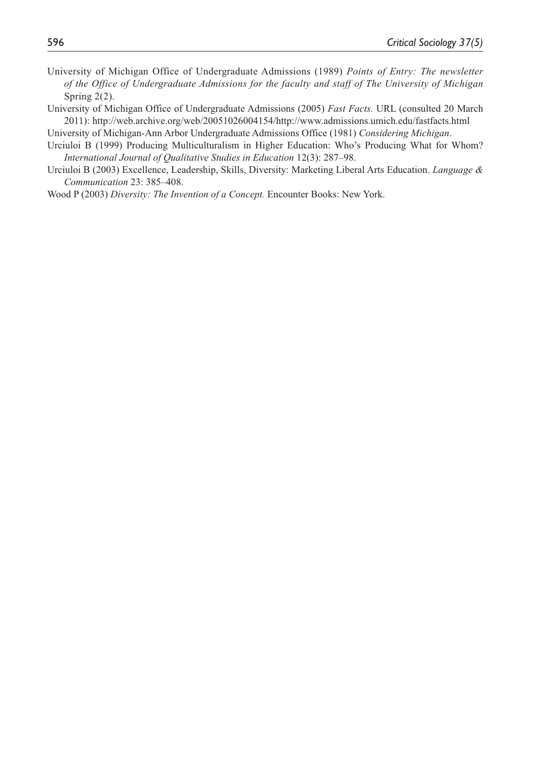University of Michigan Office of Undergraduate Admissions (1989) *Points of Entry: The newsletter of the Office of Undergraduate Admissions for the faculty and staff of The University of Michigan* Spring 2(2).

University of Michigan Office of Undergraduate Admissions (2005) *Fast Facts.* URL (consulted 20 March 2011): http://web.archive.org/web/20051026004154/http://www.admissions.umich.edu/fastfacts.html

University of Michigan-Ann Arbor Undergraduate Admissions Office (1981) *Considering Michigan*.

Urciuloi B (1999) Producing Multiculturalism in Higher Education: Who's Producing What for Whom? *International Journal of Qualitative Studies in Education* 12(3): 287–98.

Urciuloi B (2003) Excellence, Leadership, Skills, Diversity: Marketing Liberal Arts Education. *Language & Communication* 23: 385–408.

Wood P (2003) *Diversity: The Invention of a Concept.* Encounter Books: New York.